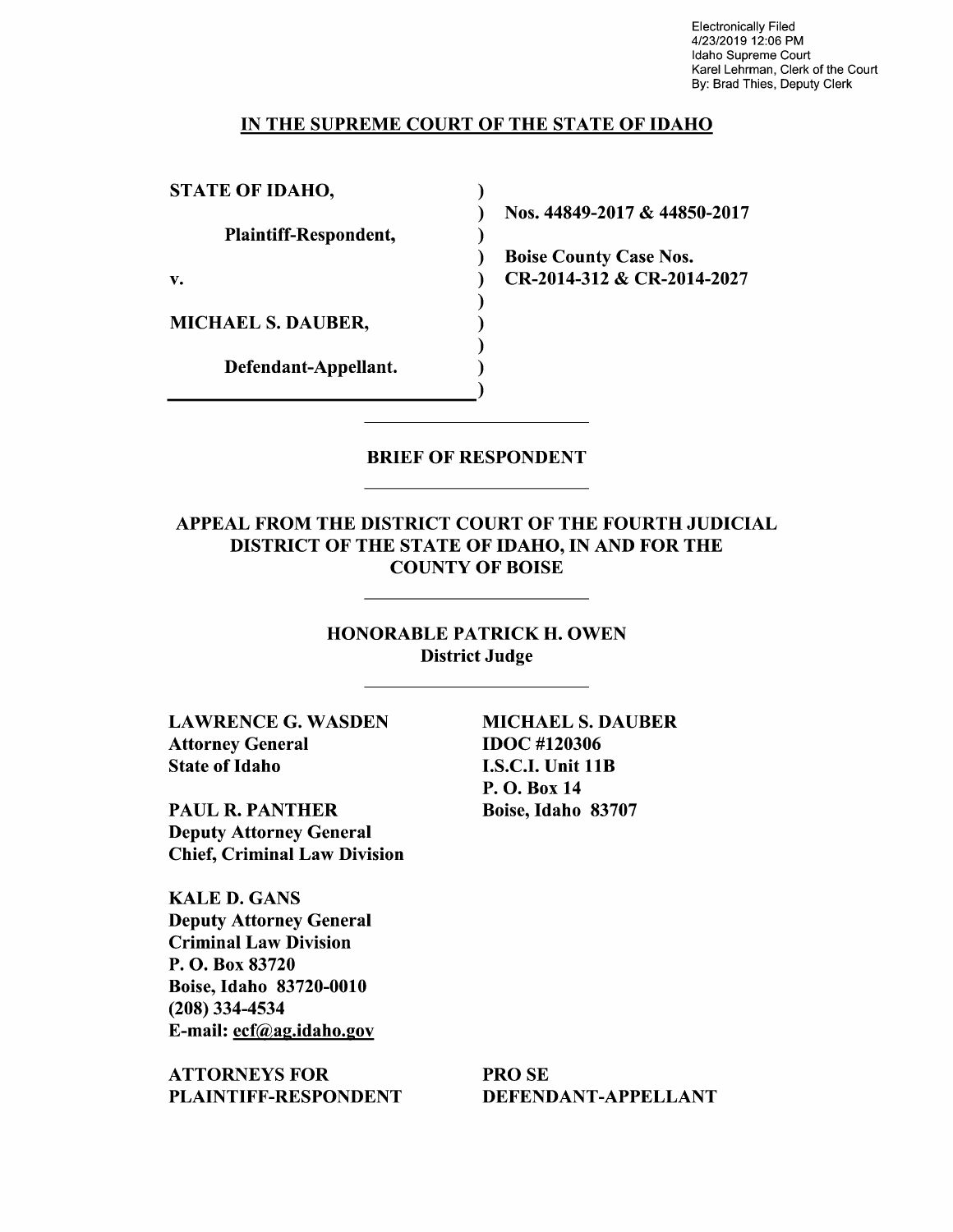Electronically Filed
4/23/2019 12:06 PM
Idaho Supreme Court
Karel Lehrman, Clerk of the Court
By: Brad Thies, Deputy Clerk

# IN THE SUPREME COURT OF THE STATE OF IDAHO

| | |
|---|---|
| **STATE OF IDAHO,** | |
| **Plaintiff-Respondent,** | **Nos. 44849-2017 & 44850-2017** |
| **v.** | **Boise County Case Nos. CR-2014-312 & CR-2014-2027** |
| **MICHAEL S. DAUBER,** | |
| **Defendant-Appellant.** | |

## BRIEF OF RESPONDENT

## APPEAL FROM THE DISTRICT COURT OF THE FOURTH JUDICIAL DISTRICT OF THE STATE OF IDAHO, IN AND FOR THE COUNTY OF BOISE

**HONORABLE PATRICK H. OWEN**
**District Judge**

**LAWRENCE G. WASDEN**
**Attorney General**
**State of Idaho**

**PAUL R. PANTHER**
**Deputy Attorney General**
**Chief, Criminal Law Division**

**KALE D. GANS**
**Deputy Attorney General**
**Criminal Law Division**
**P. O. Box 83720**
**Boise, Idaho 83720-0010**
**(208) 334-4534**
**E-mail: ecf@ag.idaho.gov**

**ATTORNEYS FOR PLAINTIFF-RESPONDENT**

**MICHAEL S. DAUBER**
**IDOC #120306**
**I.S.C.I. Unit 11B**
**P. O. Box 14**
**Boise, Idaho 83707**

**PRO SE DEFENDANT-APPELLANT**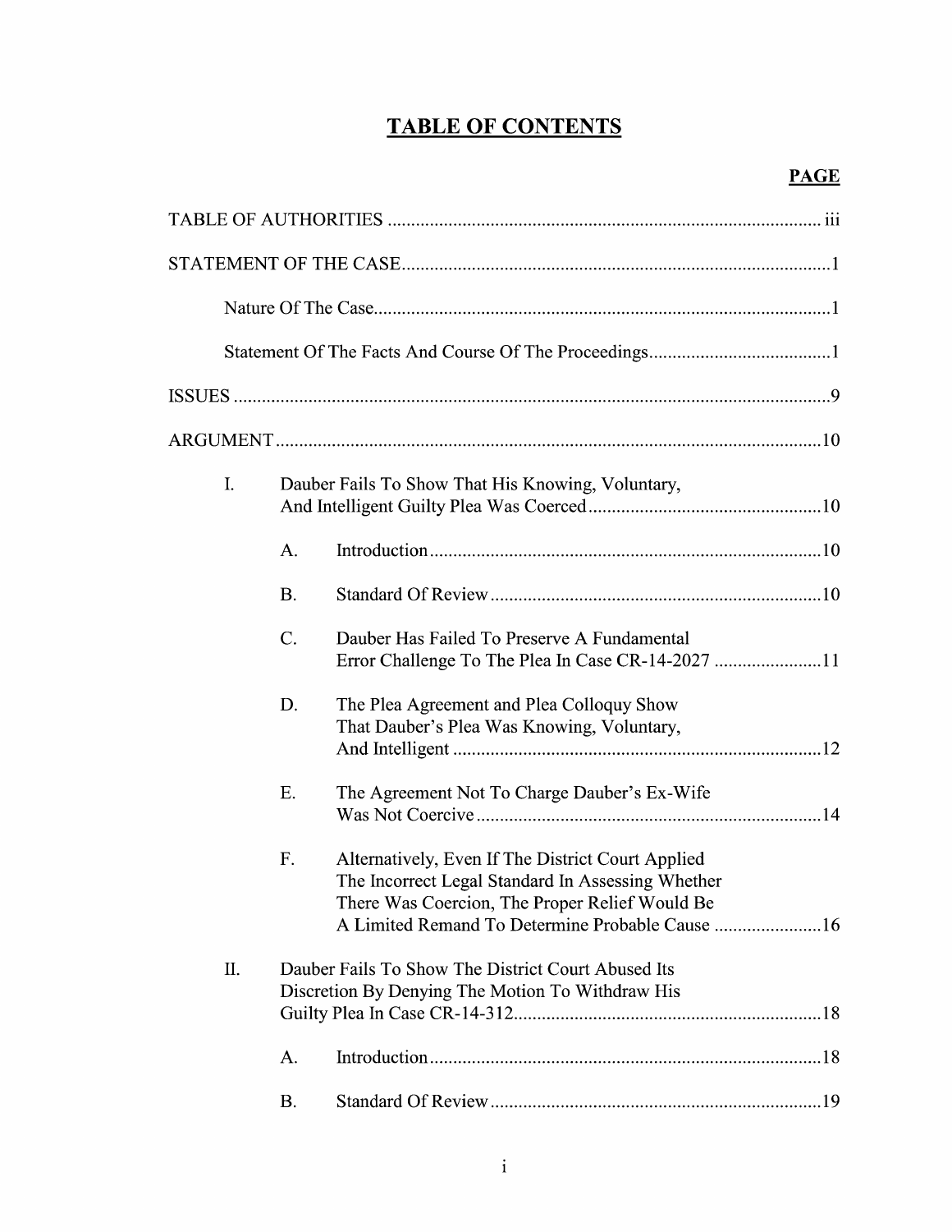# TABLE OF CONTENTS

| | PAGE |
|---|---|
| TABLE OF AUTHORITIES | iii |
| STATEMENT OF THE CASE | 1 |
| Nature Of The Case | 1 |
| Statement Of The Facts And Course Of The Proceedings | 1 |
| ISSUES | 9 |
| ARGUMENT | 10 |
| I. Dauber Fails To Show That His Knowing, Voluntary, And Intelligent Guilty Plea Was Coerced | 10 |
| A. Introduction | 10 |
| B. Standard Of Review | 10 |
| C. Dauber Has Failed To Preserve A Fundamental Error Challenge To The Plea In Case CR-14-2027 | 11 |
| D. The Plea Agreement and Plea Colloquy Show That Dauber's Plea Was Knowing, Voluntary, And Intelligent | 12 |
| E. The Agreement Not To Charge Dauber's Ex-Wife Was Not Coercive | 14 |
| F. Alternatively, Even If The District Court Applied The Incorrect Legal Standard In Assessing Whether There Was Coercion, The Proper Relief Would Be A Limited Remand To Determine Probable Cause | 16 |
| II. Dauber Fails To Show The District Court Abused Its Discretion By Denying The Motion To Withdraw His Guilty Plea In Case CR-14-312 | 18 |
| A. Introduction | 18 |
| B. Standard Of Review | 19 |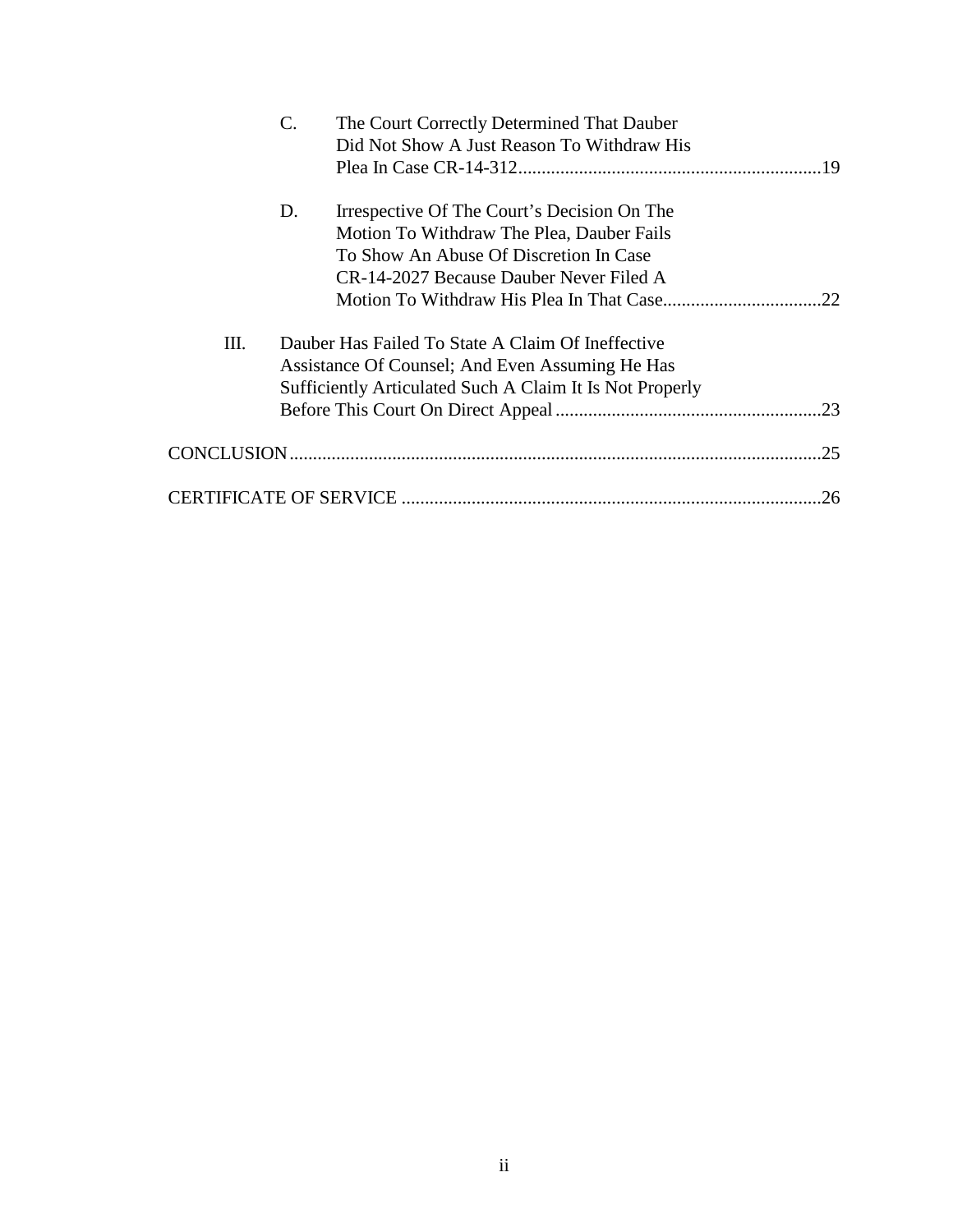C. The Court Correctly Determined That Dauber Did Not Show A Just Reason To Withdraw His Plea In Case CR-14-312 ....................19

D. Irrespective Of The Court's Decision On The Motion To Withdraw The Plea, Dauber Fails To Show An Abuse Of Discretion In Case CR-14-2027 Because Dauber Never Filed A Motion To Withdraw His Plea In That Case ....................22

III. Dauber Has Failed To State A Claim Of Ineffective Assistance Of Counsel; And Even Assuming He Has Sufficiently Articulated Such A Claim It Is Not Properly Before This Court On Direct Appeal ....................23

CONCLUSION ....................25

CERTIFICATE OF SERVICE ....................26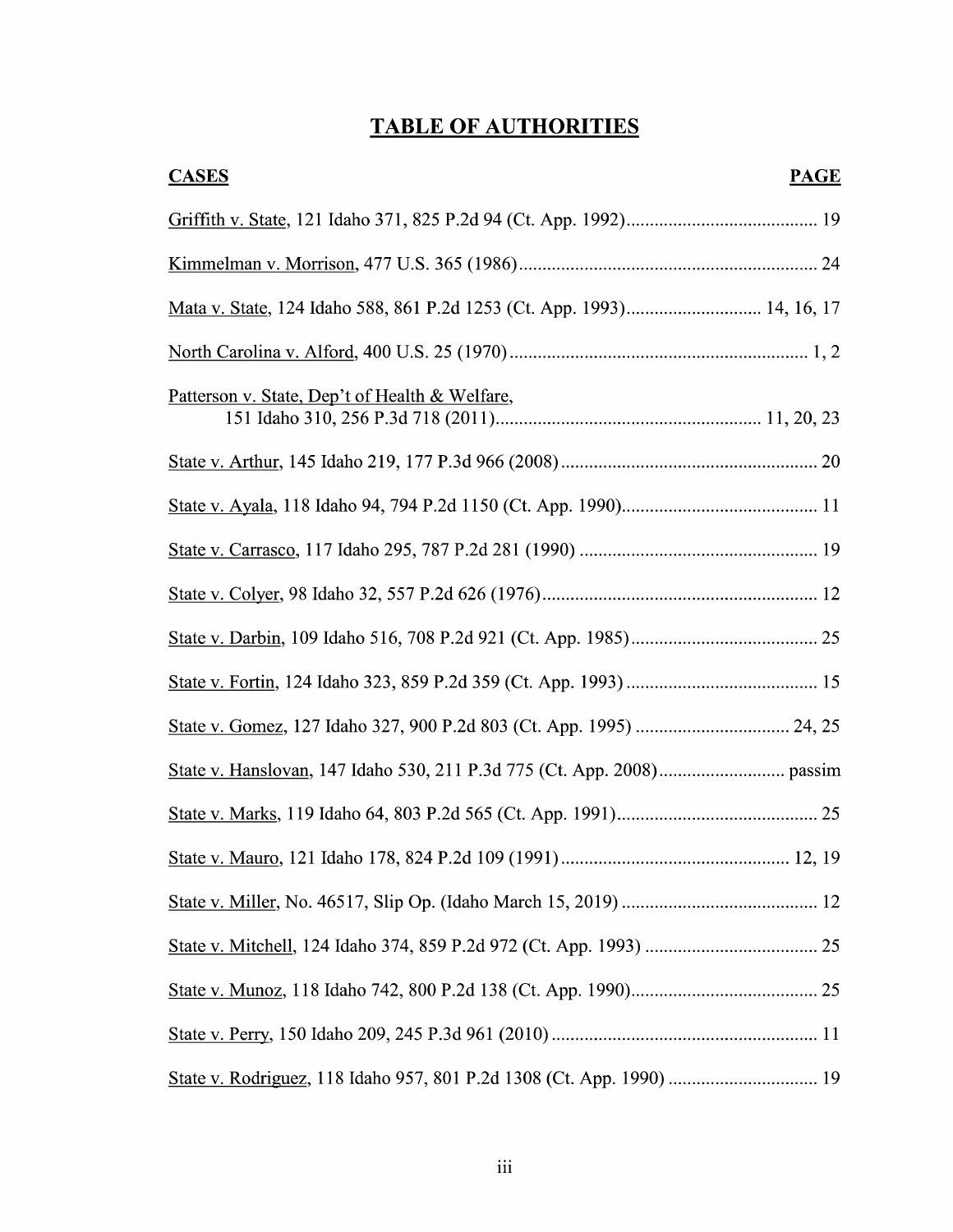## TABLE OF AUTHORITIES

| CASES | PAGE |
|---|---|
| Griffith v. State, 121 Idaho 371, 825 P.2d 94 (Ct. App. 1992) | 19 |
| Kimmelman v. Morrison, 477 U.S. 365 (1986) | 24 |
| Mata v. State, 124 Idaho 588, 861 P.2d 1253 (Ct. App. 1993) | 14, 16, 17 |
| North Carolina v. Alford, 400 U.S. 25 (1970) | 1, 2 |
| Patterson v. State, Dep't of Health & Welfare, 151 Idaho 310, 256 P.3d 718 (2011) | 11, 20, 23 |
| State v. Arthur, 145 Idaho 219, 177 P.3d 966 (2008) | 20 |
| State v. Ayala, 118 Idaho 94, 794 P.2d 1150 (Ct. App. 1990) | 11 |
| State v. Carrasco, 117 Idaho 295, 787 P.2d 281 (1990) | 19 |
| State v. Colyer, 98 Idaho 32, 557 P.2d 626 (1976) | 12 |
| State v. Darbin, 109 Idaho 516, 708 P.2d 921 (Ct. App. 1985) | 25 |
| State v. Fortin, 124 Idaho 323, 859 P.2d 359 (Ct. App. 1993) | 15 |
| State v. Gomez, 127 Idaho 327, 900 P.2d 803 (Ct. App. 1995) | 24, 25 |
| State v. Hanslovan, 147 Idaho 530, 211 P.3d 775 (Ct. App. 2008) | passim |
| State v. Marks, 119 Idaho 64, 803 P.2d 565 (Ct. App. 1991) | 25 |
| State v. Mauro, 121 Idaho 178, 824 P.2d 109 (1991) | 12, 19 |
| State v. Miller, No. 46517, Slip Op. (Idaho March 15, 2019) | 12 |
| State v. Mitchell, 124 Idaho 374, 859 P.2d 972 (Ct. App. 1993) | 25 |
| State v. Munoz, 118 Idaho 742, 800 P.2d 138 (Ct. App. 1990) | 25 |
| State v. Perry, 150 Idaho 209, 245 P.3d 961 (2010) | 11 |
| State v. Rodriguez, 118 Idaho 957, 801 P.2d 1308 (Ct. App. 1990) | 19 |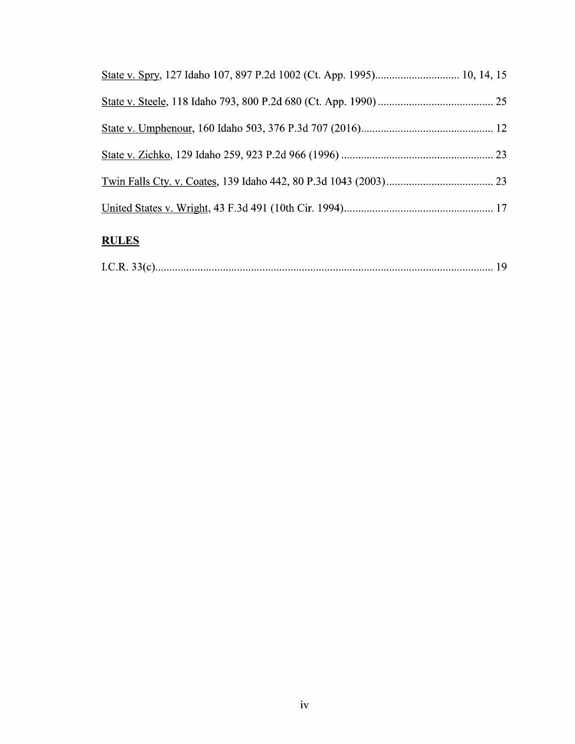State v. Spry, 127 Idaho 107, 897 P.2d 1002 (Ct. App. 1995)............................. 10, 14, 15

State v. Steele, 118 Idaho 793, 800 P.2d 680 (Ct. App. 1990)......................................... 25

State v. Umphenour, 160 Idaho 503, 376 P.3d 707 (2016)............................................... 12

State v. Zichko, 129 Idaho 259, 923 P.2d 966 (1996)...................................................... 23

Twin Falls Cty. v. Coates, 139 Idaho 442, 80 P.3d 1043 (2003)...................................... 23

United States v. Wright, 43 F.3d 491 (10th Cir. 1994)..................................................... 17

## **RULES**

I.C.R. 33(c)......................................................................................................................... 19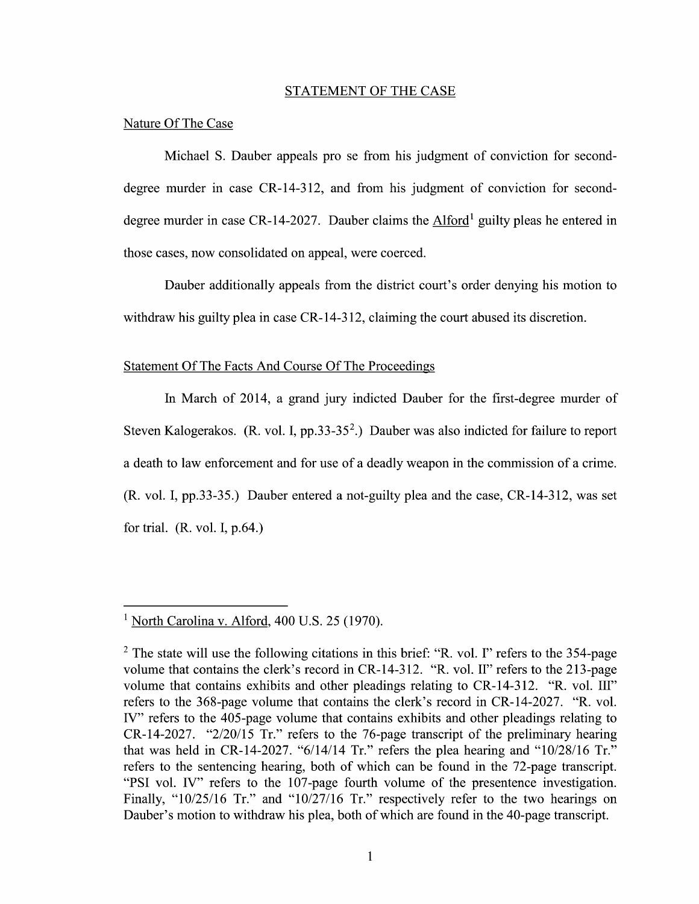## STATEMENT OF THE CASE

### Nature Of The Case

Michael S. Dauber appeals pro se from his judgment of conviction for second-degree murder in case CR-14-312, and from his judgment of conviction for second-degree murder in case CR-14-2027. Dauber claims the Alford[1] guilty pleas he entered in those cases, now consolidated on appeal, were coerced.

Dauber additionally appeals from the district court's order denying his motion to withdraw his guilty plea in case CR-14-312, claiming the court abused its discretion.

### Statement Of The Facts And Course Of The Proceedings

In March of 2014, a grand jury indicted Dauber for the first-degree murder of Steven Kalogerakos. (R. vol. I, pp.33-35[2].) Dauber was also indicted for failure to report a death to law enforcement and for use of a deadly weapon in the commission of a crime. (R. vol. I, pp.33-35.) Dauber entered a not-guilty plea and the case, CR-14-312, was set for trial. (R. vol. I, p.64.)

---

[1] North Carolina v. Alford, 400 U.S. 25 (1970).

[2] The state will use the following citations in this brief: "R. vol. I" refers to the 354-page volume that contains the clerk's record in CR-14-312. "R. vol. II" refers to the 213-page volume that contains exhibits and other pleadings relating to CR-14-312. "R. vol. III" refers to the 368-page volume that contains the clerk's record in CR-14-2027. "R. vol. IV" refers to the 405-page volume that contains exhibits and other pleadings relating to CR-14-2027. "2/20/15 Tr." refers to the 76-page transcript of the preliminary hearing that was held in CR-14-2027. "6/14/14 Tr." refers the plea hearing and "10/28/16 Tr." refers to the sentencing hearing, both of which can be found in the 72-page transcript. "PSI vol. IV" refers to the 107-page fourth volume of the presentence investigation. Finally, "10/25/16 Tr." and "10/27/16 Tr." respectively refer to the two hearings on Dauber's motion to withdraw his plea, both of which are found in the 40-page transcript.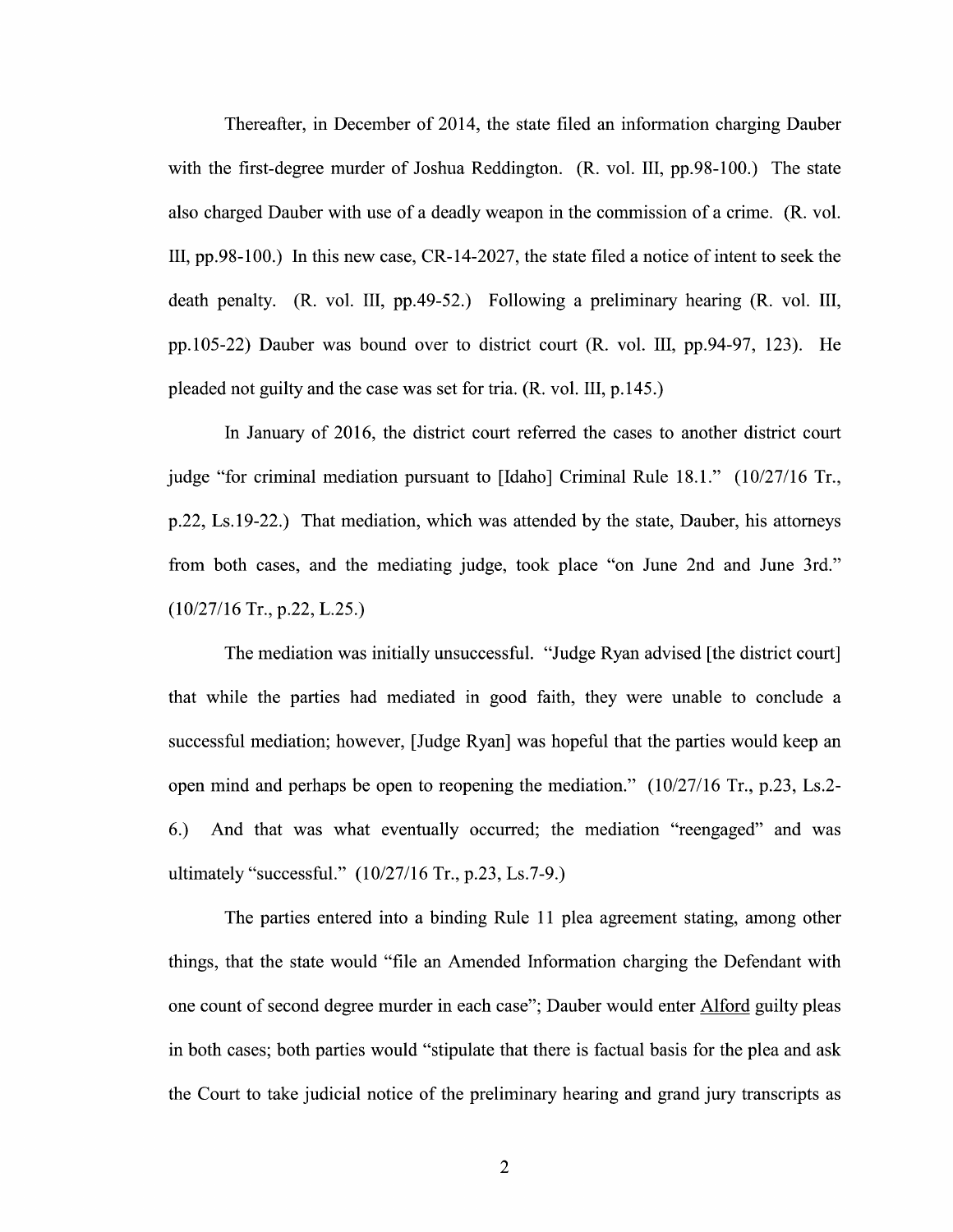Thereafter, in December of 2014, the state filed an information charging Dauber with the first-degree murder of Joshua Reddington. (R. vol. III, pp.98-100.) The state also charged Dauber with use of a deadly weapon in the commission of a crime. (R. vol. III, pp.98-100.) In this new case, CR-14-2027, the state filed a notice of intent to seek the death penalty. (R. vol. III, pp.49-52.) Following a preliminary hearing (R. vol. III, pp.105-22) Dauber was bound over to district court (R. vol. III, pp.94-97, 123). He pleaded not guilty and the case was set for tria. (R. vol. III, p.145.)

In January of 2016, the district court referred the cases to another district court judge "for criminal mediation pursuant to [Idaho] Criminal Rule 18.1." (10/27/16 Tr., p.22, Ls.19-22.) That mediation, which was attended by the state, Dauber, his attorneys from both cases, and the mediating judge, took place "on June 2nd and June 3rd." (10/27/16 Tr., p.22, L.25.)

The mediation was initially unsuccessful. "Judge Ryan advised [the district court] that while the parties had mediated in good faith, they were unable to conclude a successful mediation; however, [Judge Ryan] was hopeful that the parties would keep an open mind and perhaps be open to reopening the mediation." (10/27/16 Tr., p.23, Ls.2-6.) And that was what eventually occurred; the mediation "reengaged" and was ultimately "successful." (10/27/16 Tr., p.23, Ls.7-9.)

The parties entered into a binding Rule 11 plea agreement stating, among other things, that the state would "file an Amended Information charging the Defendant with one count of second degree murder in each case"; Dauber would enter Alford guilty pleas in both cases; both parties would "stipulate that there is factual basis for the plea and ask the Court to take judicial notice of the preliminary hearing and grand jury transcripts as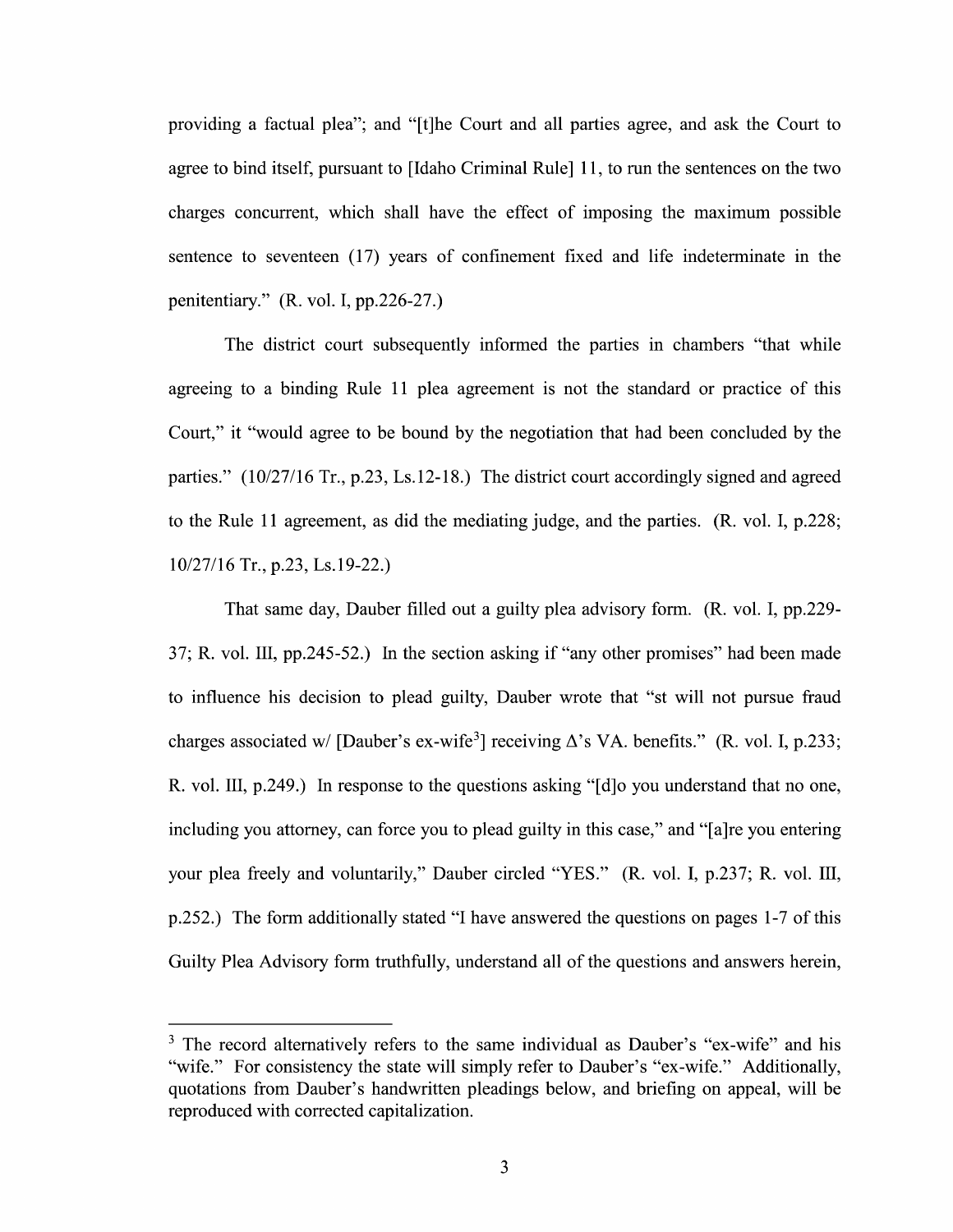providing a factual plea"; and "[t]he Court and all parties agree, and ask the Court to agree to bind itself, pursuant to [Idaho Criminal Rule] 11, to run the sentences on the two charges concurrent, which shall have the effect of imposing the maximum possible sentence to seventeen (17) years of confinement fixed and life indeterminate in the penitentiary." (R. vol. I, pp.226-27.)

The district court subsequently informed the parties in chambers "that while agreeing to a binding Rule 11 plea agreement is not the standard or practice of this Court," it "would agree to be bound by the negotiation that had been concluded by the parties." (10/27/16 Tr., p.23, Ls.12-18.) The district court accordingly signed and agreed to the Rule 11 agreement, as did the mediating judge, and the parties. (R. vol. I, p.228; 10/27/16 Tr., p.23, Ls.19-22.)

That same day, Dauber filled out a guilty plea advisory form. (R. vol. I, pp.229-37; R. vol. III, pp.245-52.) In the section asking if "any other promises" had been made to influence his decision to plead guilty, Dauber wrote that "st will not pursue fraud charges associated w/ [Dauber's ex-wife[3]] receiving Δ's VA. benefits." (R. vol. I, p.233; R. vol. III, p.249.) In response to the questions asking "[d]o you understand that no one, including you attorney, can force you to plead guilty in this case," and "[a]re you entering your plea freely and voluntarily," Dauber circled "YES." (R. vol. I, p.237; R. vol. III, p.252.) The form additionally stated "I have answered the questions on pages 1-7 of this Guilty Plea Advisory form truthfully, understand all of the questions and answers herein,

---

[3] The record alternatively refers to the same individual as Dauber's "ex-wife" and his "wife." For consistency the state will simply refer to Dauber's "ex-wife." Additionally, quotations from Dauber's handwritten pleadings below, and briefing on appeal, will be reproduced with corrected capitalization.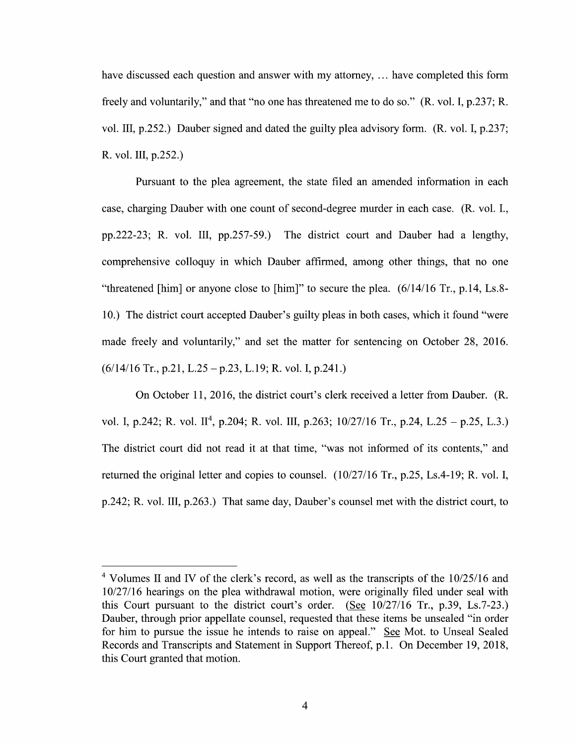have discussed each question and answer with my attorney, … have completed this form freely and voluntarily," and that "no one has threatened me to do so." (R. vol. I, p.237; R. vol. III, p.252.) Dauber signed and dated the guilty plea advisory form. (R. vol. I, p.237; R. vol. III, p.252.)

Pursuant to the plea agreement, the state filed an amended information in each case, charging Dauber with one count of second-degree murder in each case. (R. vol. I., pp.222-23; R. vol. III, pp.257-59.) The district court and Dauber had a lengthy, comprehensive colloquy in which Dauber affirmed, among other things, that no one "threatened [him] or anyone close to [him]" to secure the plea. (6/14/16 Tr., p.14, Ls.8-10.) The district court accepted Dauber's guilty pleas in both cases, which it found "were made freely and voluntarily," and set the matter for sentencing on October 28, 2016. (6/14/16 Tr., p.21, L.25 – p.23, L.19; R. vol. I, p.241.)

On October 11, 2016, the district court's clerk received a letter from Dauber. (R. vol. I, p.242; R. vol. II[4], p.204; R. vol. III, p.263; 10/27/16 Tr., p.24, L.25 – p.25, L.3.) The district court did not read it at that time, "was not informed of its contents," and returned the original letter and copies to counsel. (10/27/16 Tr., p.25, Ls.4-19; R. vol. I, p.242; R. vol. III, p.263.) That same day, Dauber's counsel met with the district court, to

---

[4] Volumes II and IV of the clerk's record, as well as the transcripts of the 10/25/16 and 10/27/16 hearings on the plea withdrawal motion, were originally filed under seal with this Court pursuant to the district court's order. (See 10/27/16 Tr., p.39, Ls.7-23.) Dauber, through prior appellate counsel, requested that these items be unsealed "in order for him to pursue the issue he intends to raise on appeal." See Mot. to Unseal Sealed Records and Transcripts and Statement in Support Thereof, p.1. On December 19, 2018, this Court granted that motion.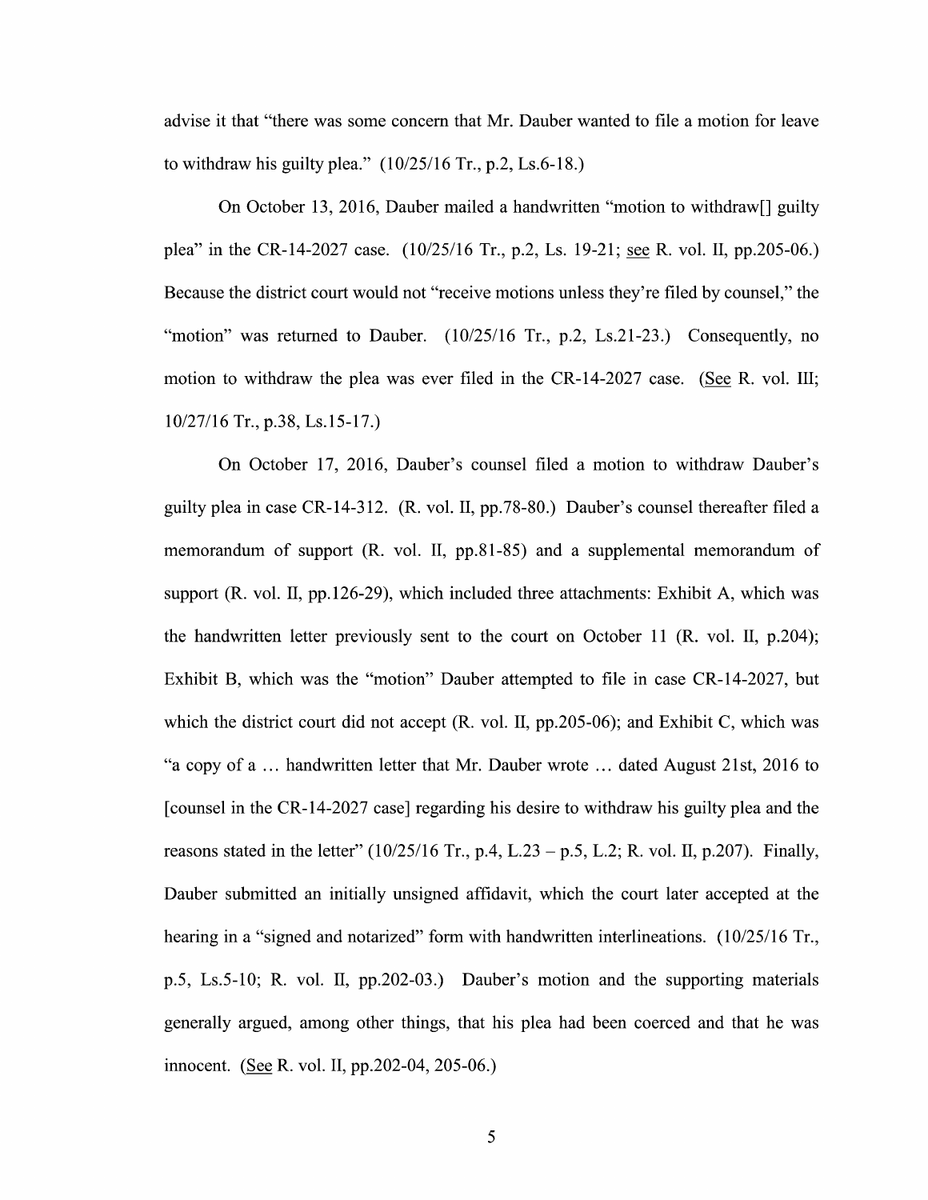advise it that "there was some concern that Mr. Dauber wanted to file a motion for leave to withdraw his guilty plea." (10/25/16 Tr., p.2, Ls.6-18.)

On October 13, 2016, Dauber mailed a handwritten "motion to withdraw[] guilty plea" in the CR-14-2027 case. (10/25/16 Tr., p.2, Ls. 19-21; see R. vol. II, pp.205-06.) Because the district court would not "receive motions unless they're filed by counsel," the "motion" was returned to Dauber. (10/25/16 Tr., p.2, Ls.21-23.) Consequently, no motion to withdraw the plea was ever filed in the CR-14-2027 case. (See R. vol. III; 10/27/16 Tr., p.38, Ls.15-17.)

On October 17, 2016, Dauber's counsel filed a motion to withdraw Dauber's guilty plea in case CR-14-312. (R. vol. II, pp.78-80.) Dauber's counsel thereafter filed a memorandum of support (R. vol. II, pp.81-85) and a supplemental memorandum of support (R. vol. II, pp.126-29), which included three attachments: Exhibit A, which was the handwritten letter previously sent to the court on October 11 (R. vol. II, p.204); Exhibit B, which was the "motion" Dauber attempted to file in case CR-14-2027, but which the district court did not accept (R. vol. II, pp.205-06); and Exhibit C, which was "a copy of a … handwritten letter that Mr. Dauber wrote … dated August 21st, 2016 to [counsel in the CR-14-2027 case] regarding his desire to withdraw his guilty plea and the reasons stated in the letter" (10/25/16 Tr., p.4, L.23 – p.5, L.2; R. vol. II, p.207). Finally, Dauber submitted an initially unsigned affidavit, which the court later accepted at the hearing in a "signed and notarized" form with handwritten interlineations. (10/25/16 Tr., p.5, Ls.5-10; R. vol. II, pp.202-03.) Dauber's motion and the supporting materials generally argued, among other things, that his plea had been coerced and that he was innocent. (See R. vol. II, pp.202-04, 205-06.)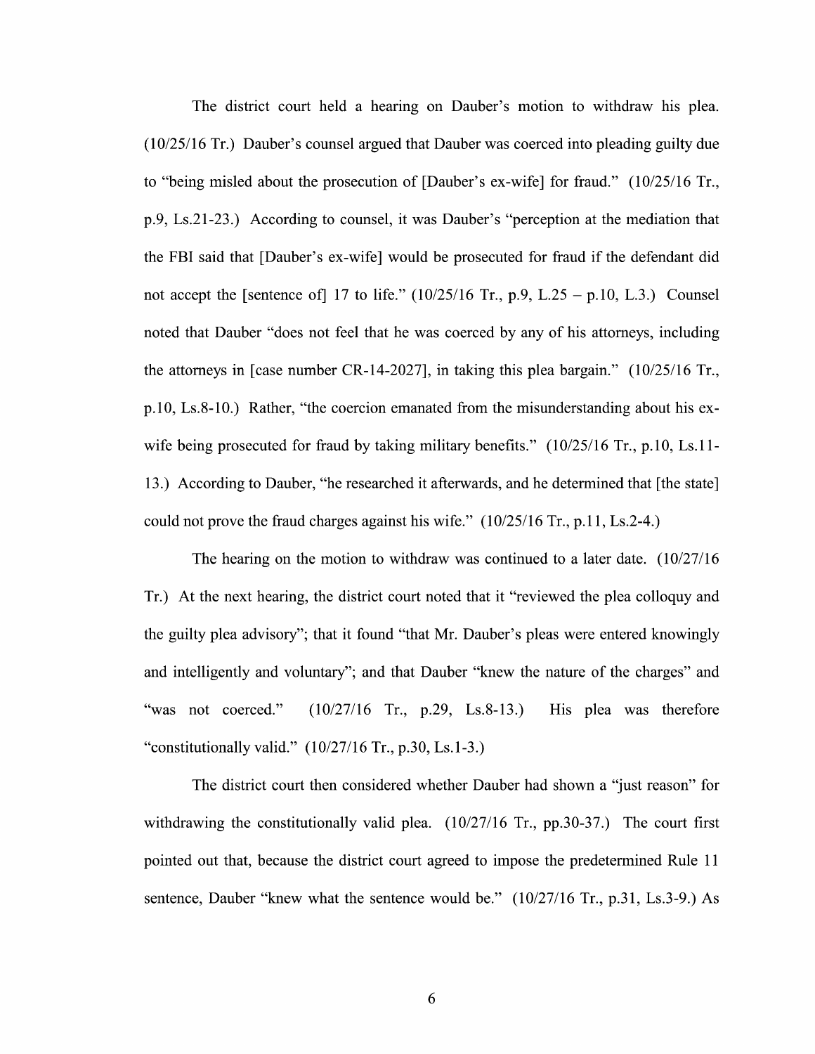The district court held a hearing on Dauber's motion to withdraw his plea. (10/25/16 Tr.) Dauber's counsel argued that Dauber was coerced into pleading guilty due to "being misled about the prosecution of [Dauber's ex-wife] for fraud." (10/25/16 Tr., p.9, Ls.21-23.) According to counsel, it was Dauber's "perception at the mediation that the FBI said that [Dauber's ex-wife] would be prosecuted for fraud if the defendant did not accept the [sentence of] 17 to life." (10/25/16 Tr., p.9, L.25 – p.10, L.3.) Counsel noted that Dauber "does not feel that he was coerced by any of his attorneys, including the attorneys in [case number CR-14-2027], in taking this plea bargain." (10/25/16 Tr., p.10, Ls.8-10.) Rather, "the coercion emanated from the misunderstanding about his ex-wife being prosecuted for fraud by taking military benefits." (10/25/16 Tr., p.10, Ls.11-13.) According to Dauber, "he researched it afterwards, and he determined that [the state] could not prove the fraud charges against his wife." (10/25/16 Tr., p.11, Ls.2-4.)

The hearing on the motion to withdraw was continued to a later date. (10/27/16 Tr.) At the next hearing, the district court noted that it "reviewed the plea colloquy and the guilty plea advisory"; that it found "that Mr. Dauber's pleas were entered knowingly and intelligently and voluntary"; and that Dauber "knew the nature of the charges" and "was not coerced." (10/27/16 Tr., p.29, Ls.8-13.) His plea was therefore "constitutionally valid." (10/27/16 Tr., p.30, Ls.1-3.)

The district court then considered whether Dauber had shown a "just reason" for withdrawing the constitutionally valid plea. (10/27/16 Tr., pp.30-37.) The court first pointed out that, because the district court agreed to impose the predetermined Rule 11 sentence, Dauber "knew what the sentence would be." (10/27/16 Tr., p.31, Ls.3-9.) As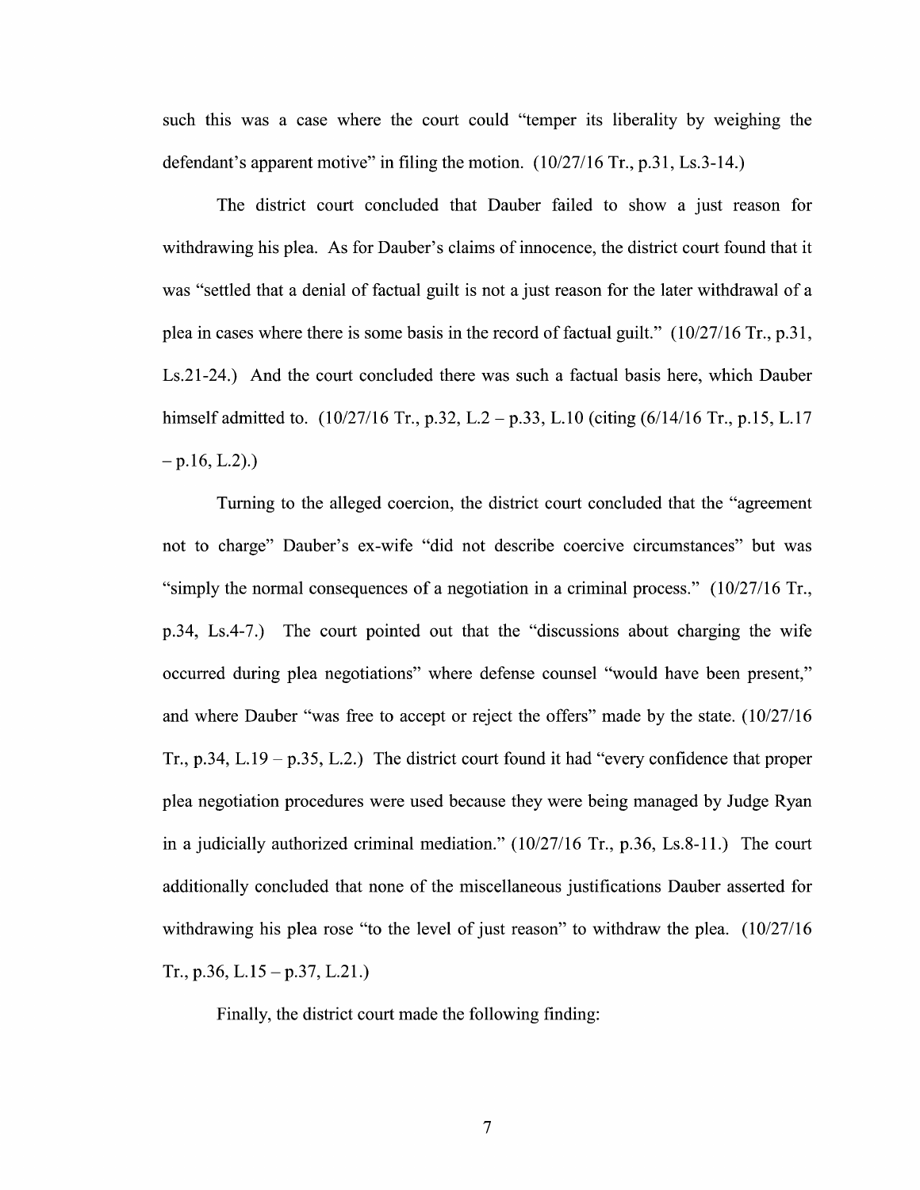such this was a case where the court could "temper its liberality by weighing the defendant's apparent motive" in filing the motion. (10/27/16 Tr., p.31, Ls.3-14.)

The district court concluded that Dauber failed to show a just reason for withdrawing his plea. As for Dauber's claims of innocence, the district court found that it was "settled that a denial of factual guilt is not a just reason for the later withdrawal of a plea in cases where there is some basis in the record of factual guilt." (10/27/16 Tr., p.31, Ls.21-24.) And the court concluded there was such a factual basis here, which Dauber himself admitted to. (10/27/16 Tr., p.32, L.2 – p.33, L.10 (citing (6/14/16 Tr., p.15, L.17 – p.16, L.2).)

Turning to the alleged coercion, the district court concluded that the "agreement not to charge" Dauber's ex-wife "did not describe coercive circumstances" but was "simply the normal consequences of a negotiation in a criminal process." (10/27/16 Tr., p.34, Ls.4-7.) The court pointed out that the "discussions about charging the wife occurred during plea negotiations" where defense counsel "would have been present," and where Dauber "was free to accept or reject the offers" made by the state. (10/27/16 Tr., p.34, L.19 – p.35, L.2.) The district court found it had "every confidence that proper plea negotiation procedures were used because they were being managed by Judge Ryan in a judicially authorized criminal mediation." (10/27/16 Tr., p.36, Ls.8-11.) The court additionally concluded that none of the miscellaneous justifications Dauber asserted for withdrawing his plea rose "to the level of just reason" to withdraw the plea. (10/27/16 Tr., p.36, L.15 – p.37, L.21.)

Finally, the district court made the following finding: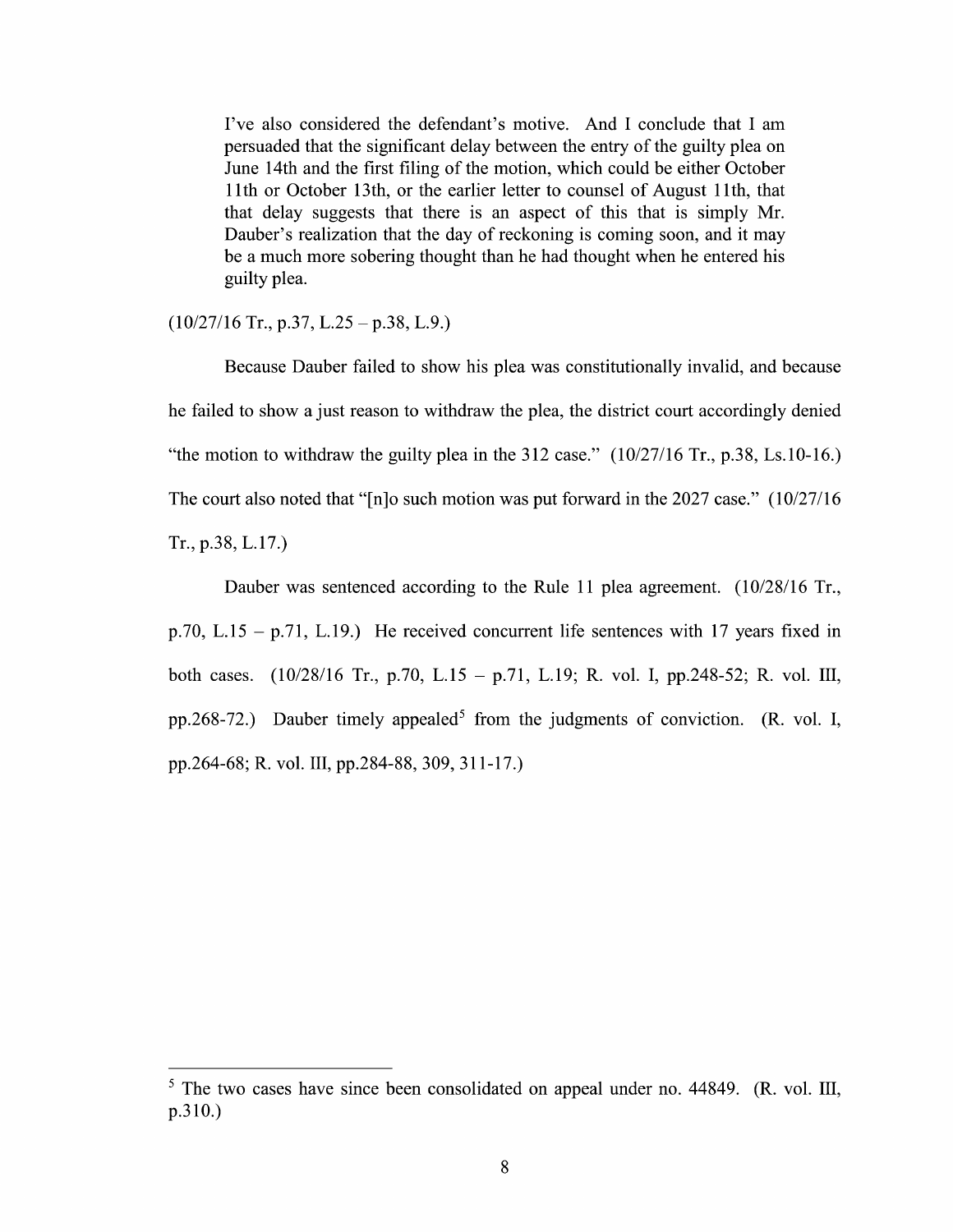> I've also considered the defendant's motive. And I conclude that I am persuaded that the significant delay between the entry of the guilty plea on June 14th and the first filing of the motion, which could be either October 11th or October 13th, or the earlier letter to counsel of August 11th, that that delay suggests that there is an aspect of this that is simply Mr. Dauber's realization that the day of reckoning is coming soon, and it may be a much more sobering thought than he had thought when he entered his guilty plea.

(10/27/16 Tr., p.37, L.25 – p.38, L.9.)

Because Dauber failed to show his plea was constitutionally invalid, and because he failed to show a just reason to withdraw the plea, the district court accordingly denied "the motion to withdraw the guilty plea in the 312 case." (10/27/16 Tr., p.38, Ls.10-16.) The court also noted that "[n]o such motion was put forward in the 2027 case." (10/27/16 Tr., p.38, L.17.)

Dauber was sentenced according to the Rule 11 plea agreement. (10/28/16 Tr., p.70, L.15 – p.71, L.19.) He received concurrent life sentences with 17 years fixed in both cases. (10/28/16 Tr., p.70, L.15 – p.71, L.19; R. vol. I, pp.248-52; R. vol. III, pp.268-72.) Dauber timely appealed[5] from the judgments of conviction. (R. vol. I, pp.264-68; R. vol. III, pp.284-88, 309, 311-17.)

---

[5] The two cases have since been consolidated on appeal under no. 44849. (R. vol. III, p.310.)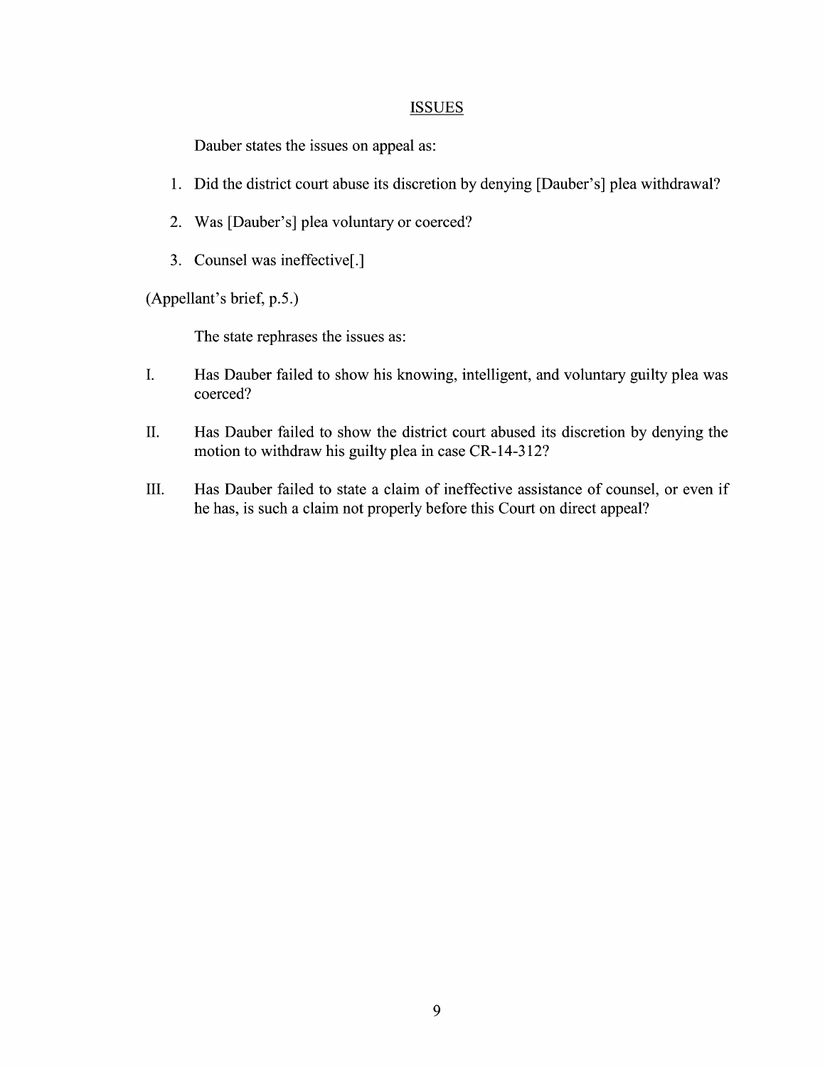## ISSUES

Dauber states the issues on appeal as:

1. Did the district court abuse its discretion by denying [Dauber's] plea withdrawal?
2. Was [Dauber's] plea voluntary or coerced?
3. Counsel was ineffective[.]

(Appellant's brief, p.5.)

The state rephrases the issues as:

I. Has Dauber failed to show his knowing, intelligent, and voluntary guilty plea was coerced?

II. Has Dauber failed to show the district court abused its discretion by denying the motion to withdraw his guilty plea in case CR-14-312?

III. Has Dauber failed to state a claim of ineffective assistance of counsel, or even if he has, is such a claim not properly before this Court on direct appeal?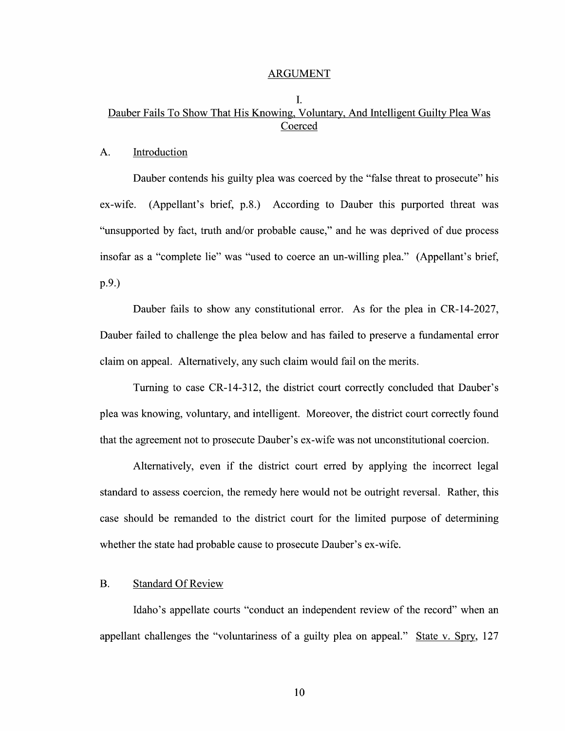## ARGUMENT

### I.
### Dauber Fails To Show That His Knowing, Voluntary, And Intelligent Guilty Plea Was Coerced

#### A. Introduction

Dauber contends his guilty plea was coerced by the "false threat to prosecute" his ex-wife. (Appellant's brief, p.8.) According to Dauber this purported threat was "unsupported by fact, truth and/or probable cause," and he was deprived of due process insofar as a "complete lie" was "used to coerce an un-willing plea." (Appellant's brief, p.9.)

Dauber fails to show any constitutional error. As for the plea in CR-14-2027, Dauber failed to challenge the plea below and has failed to preserve a fundamental error claim on appeal. Alternatively, any such claim would fail on the merits.

Turning to case CR-14-312, the district court correctly concluded that Dauber's plea was knowing, voluntary, and intelligent. Moreover, the district court correctly found that the agreement not to prosecute Dauber's ex-wife was not unconstitutional coercion.

Alternatively, even if the district court erred by applying the incorrect legal standard to assess coercion, the remedy here would not be outright reversal. Rather, this case should be remanded to the district court for the limited purpose of determining whether the state had probable cause to prosecute Dauber's ex-wife.

#### B. Standard Of Review

Idaho's appellate courts "conduct an independent review of the record" when an appellant challenges the "voluntariness of a guilty plea on appeal." State v. Spry, 127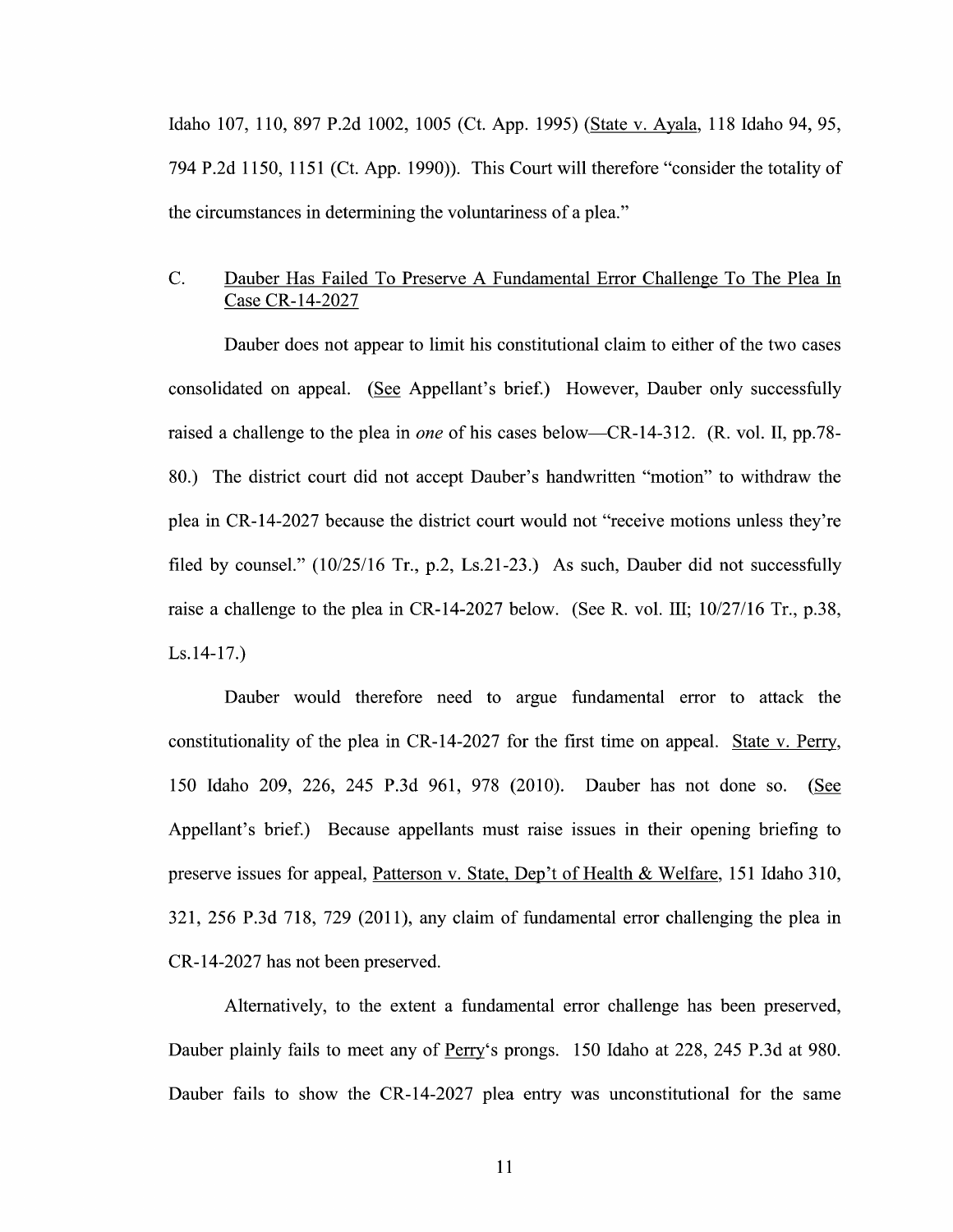Idaho 107, 110, 897 P.2d 1002, 1005 (Ct. App. 1995) (State v. Ayala, 118 Idaho 94, 95, 794 P.2d 1150, 1151 (Ct. App. 1990)). This Court will therefore "consider the totality of the circumstances in determining the voluntariness of a plea."

### C. Dauber Has Failed To Preserve A Fundamental Error Challenge To The Plea In Case CR-14-2027

Dauber does not appear to limit his constitutional claim to either of the two cases consolidated on appeal. (See Appellant's brief.) However, Dauber only successfully raised a challenge to the plea in *one* of his cases below—CR-14-312. (R. vol. II, pp.78-80.) The district court did not accept Dauber's handwritten "motion" to withdraw the plea in CR-14-2027 because the district court would not "receive motions unless they're filed by counsel." (10/25/16 Tr., p.2, Ls.21-23.) As such, Dauber did not successfully raise a challenge to the plea in CR-14-2027 below. (See R. vol. III; 10/27/16 Tr., p.38, Ls.14-17.)

Dauber would therefore need to argue fundamental error to attack the constitutionality of the plea in CR-14-2027 for the first time on appeal. State v. Perry, 150 Idaho 209, 226, 245 P.3d 961, 978 (2010). Dauber has not done so. (See Appellant's brief.) Because appellants must raise issues in their opening briefing to preserve issues for appeal, Patterson v. State, Dep't of Health & Welfare, 151 Idaho 310, 321, 256 P.3d 718, 729 (2011), any claim of fundamental error challenging the plea in CR-14-2027 has not been preserved.

Alternatively, to the extent a fundamental error challenge has been preserved, Dauber plainly fails to meet any of Perry's prongs. 150 Idaho at 228, 245 P.3d at 980. Dauber fails to show the CR-14-2027 plea entry was unconstitutional for the same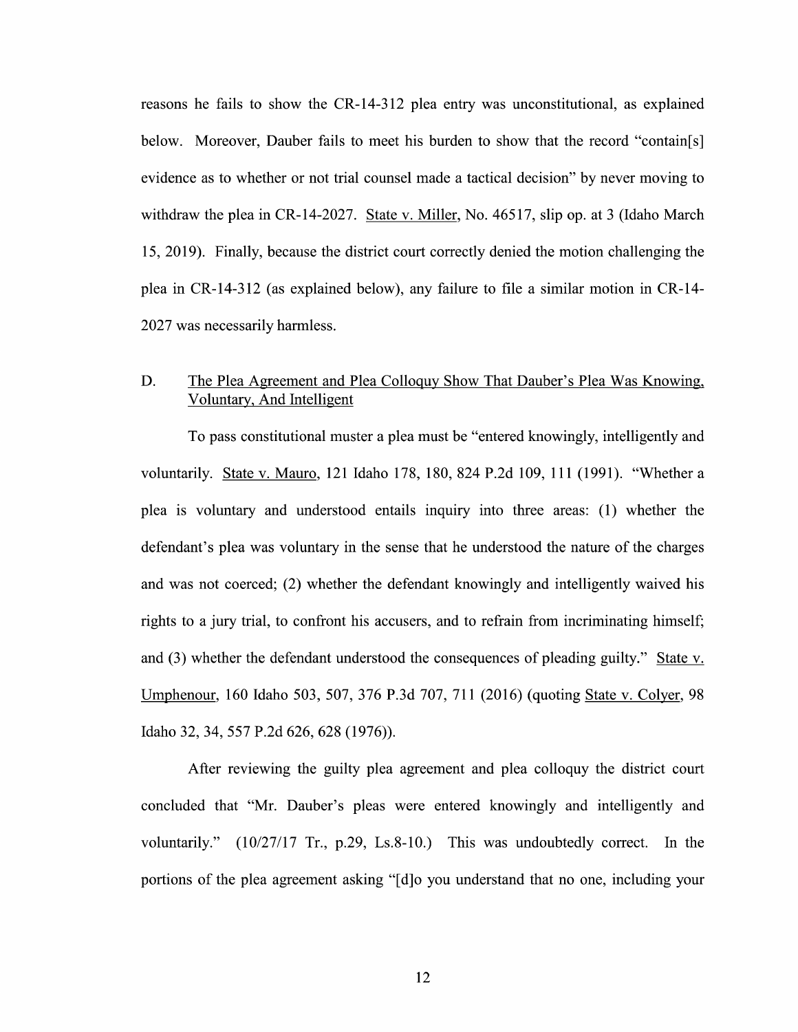reasons he fails to show the CR-14-312 plea entry was unconstitutional, as explained below. Moreover, Dauber fails to meet his burden to show that the record "contain[s] evidence as to whether or not trial counsel made a tactical decision" by never moving to withdraw the plea in CR-14-2027. State v. Miller, No. 46517, slip op. at 3 (Idaho March 15, 2019). Finally, because the district court correctly denied the motion challenging the plea in CR-14-312 (as explained below), any failure to file a similar motion in CR-14-2027 was necessarily harmless.

## D. The Plea Agreement and Plea Colloquy Show That Dauber's Plea Was Knowing, Voluntary, And Intelligent

To pass constitutional muster a plea must be "entered knowingly, intelligently and voluntarily. State v. Mauro, 121 Idaho 178, 180, 824 P.2d 109, 111 (1991). "Whether a plea is voluntary and understood entails inquiry into three areas: (1) whether the defendant's plea was voluntary in the sense that he understood the nature of the charges and was not coerced; (2) whether the defendant knowingly and intelligently waived his rights to a jury trial, to confront his accusers, and to refrain from incriminating himself; and (3) whether the defendant understood the consequences of pleading guilty." State v. Umphenour, 160 Idaho 503, 507, 376 P.3d 707, 711 (2016) (quoting State v. Colyer, 98 Idaho 32, 34, 557 P.2d 626, 628 (1976)).

After reviewing the guilty plea agreement and plea colloquy the district court concluded that "Mr. Dauber's pleas were entered knowingly and intelligently and voluntarily." (10/27/17 Tr., p.29, Ls.8-10.) This was undoubtedly correct. In the portions of the plea agreement asking "[d]o you understand that no one, including your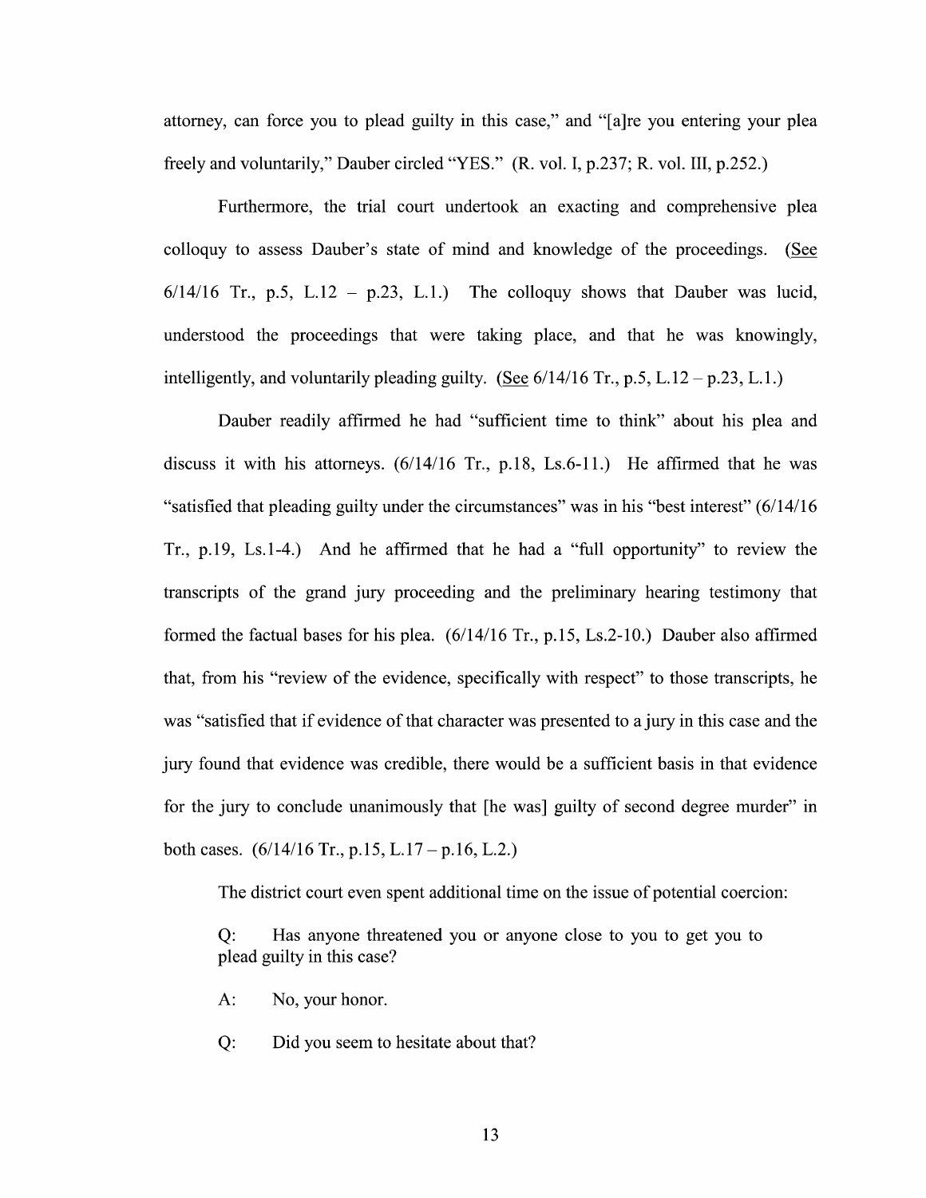attorney, can force you to plead guilty in this case," and "[a]re you entering your plea freely and voluntarily," Dauber circled "YES." (R. vol. I, p.237; R. vol. III, p.252.)

Furthermore, the trial court undertook an exacting and comprehensive plea colloquy to assess Dauber's state of mind and knowledge of the proceedings. (See 6/14/16 Tr., p.5, L.12 – p.23, L.1.) The colloquy shows that Dauber was lucid, understood the proceedings that were taking place, and that he was knowingly, intelligently, and voluntarily pleading guilty. (See 6/14/16 Tr., p.5, L.12 – p.23, L.1.)

Dauber readily affirmed he had "sufficient time to think" about his plea and discuss it with his attorneys. (6/14/16 Tr., p.18, Ls.6-11.) He affirmed that he was "satisfied that pleading guilty under the circumstances" was in his "best interest" (6/14/16 Tr., p.19, Ls.1-4.) And he affirmed that he had a "full opportunity" to review the transcripts of the grand jury proceeding and the preliminary hearing testimony that formed the factual bases for his plea. (6/14/16 Tr., p.15, Ls.2-10.) Dauber also affirmed that, from his "review of the evidence, specifically with respect" to those transcripts, he was "satisfied that if evidence of that character was presented to a jury in this case and the jury found that evidence was credible, there would be a sufficient basis in that evidence for the jury to conclude unanimously that [he was] guilty of second degree murder" in both cases. (6/14/16 Tr., p.15, L.17 – p.16, L.2.)

The district court even spent additional time on the issue of potential coercion:

> Q: Has anyone threatened you or anyone close to you to get you to plead guilty in this case?
>
> A: No, your honor.
>
> Q: Did you seem to hesitate about that?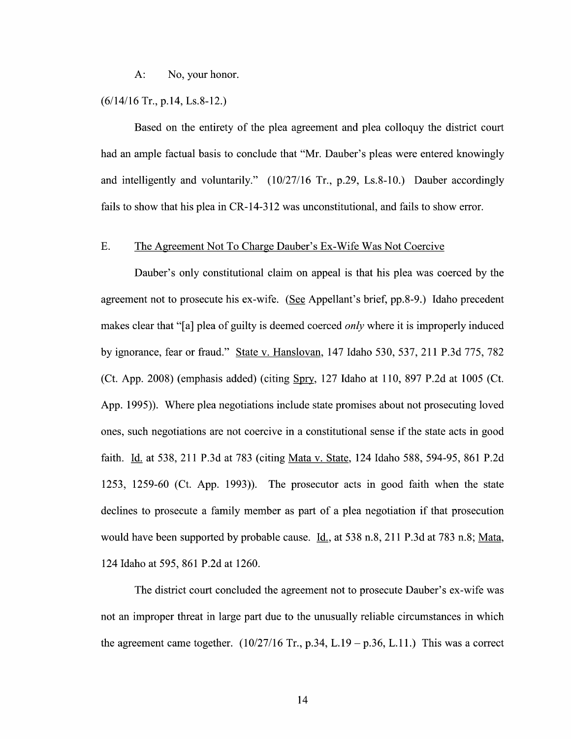A: No, your honor.

(6/14/16 Tr., p.14, Ls.8-12.)

Based on the entirety of the plea agreement and plea colloquy the district court had an ample factual basis to conclude that "Mr. Dauber's pleas were entered knowingly and intelligently and voluntarily." (10/27/16 Tr., p.29, Ls.8-10.) Dauber accordingly fails to show that his plea in CR-14-312 was unconstitutional, and fails to show error.

### E. The Agreement Not To Charge Dauber's Ex-Wife Was Not Coercive

Dauber's only constitutional claim on appeal is that his plea was coerced by the agreement not to prosecute his ex-wife. (See Appellant's brief, pp.8-9.) Idaho precedent makes clear that "[a] plea of guilty is deemed coerced *only* where it is improperly induced by ignorance, fear or fraud." State v. Hanslovan, 147 Idaho 530, 537, 211 P.3d 775, 782 (Ct. App. 2008) (emphasis added) (citing Spry, 127 Idaho at 110, 897 P.2d at 1005 (Ct. App. 1995)). Where plea negotiations include state promises about not prosecuting loved ones, such negotiations are not coercive in a constitutional sense if the state acts in good faith. Id. at 538, 211 P.3d at 783 (citing Mata v. State, 124 Idaho 588, 594-95, 861 P.2d 1253, 1259-60 (Ct. App. 1993)). The prosecutor acts in good faith when the state declines to prosecute a family member as part of a plea negotiation if that prosecution would have been supported by probable cause. Id., at 538 n.8, 211 P.3d at 783 n.8; Mata, 124 Idaho at 595, 861 P.2d at 1260.

The district court concluded the agreement not to prosecute Dauber's ex-wife was not an improper threat in large part due to the unusually reliable circumstances in which the agreement came together. (10/27/16 Tr., p.34, L.19 – p.36, L.11.) This was a correct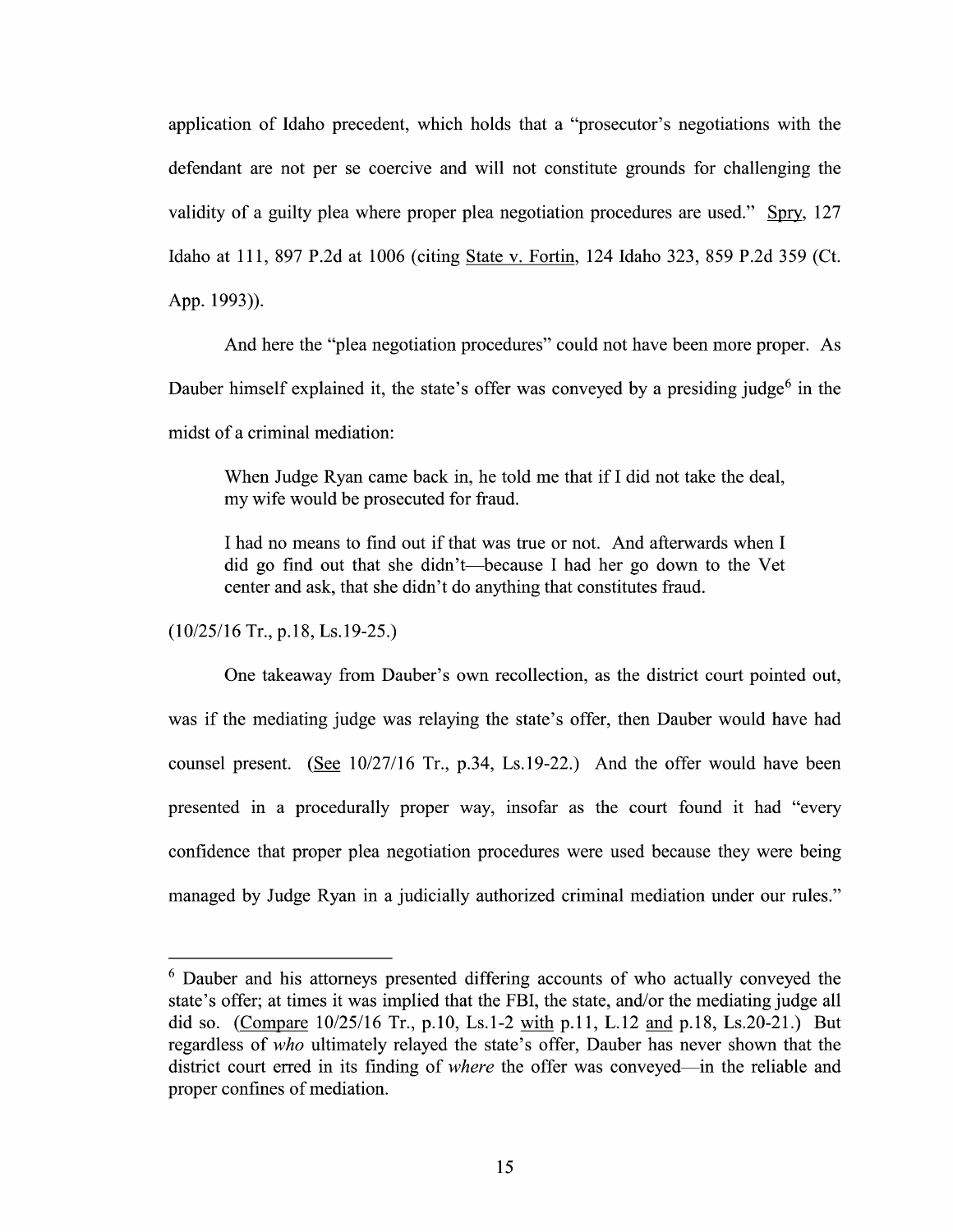application of Idaho precedent, which holds that a "prosecutor's negotiations with the defendant are not per se coercive and will not constitute grounds for challenging the validity of a guilty plea where proper plea negotiation procedures are used." Spry, 127 Idaho at 111, 897 P.2d at 1006 (citing State v. Fortin, 124 Idaho 323, 859 P.2d 359 (Ct. App. 1993)).

And here the "plea negotiation procedures" could not have been more proper. As Dauber himself explained it, the state's offer was conveyed by a presiding judge[6] in the midst of a criminal mediation:

> When Judge Ryan came back in, he told me that if I did not take the deal, my wife would be prosecuted for fraud.
>
> I had no means to find out if that was true or not. And afterwards when I did go find out that she didn't—because I had her go down to the Vet center and ask, that she didn't do anything that constitutes fraud.

(10/25/16 Tr., p.18, Ls.19-25.)

One takeaway from Dauber's own recollection, as the district court pointed out, was if the mediating judge was relaying the state's offer, then Dauber would have had counsel present. (See 10/27/16 Tr., p.34, Ls.19-22.) And the offer would have been presented in a procedurally proper way, insofar as the court found it had "every confidence that proper plea negotiation procedures were used because they were being managed by Judge Ryan in a judicially authorized criminal mediation under our rules."

---

[6] Dauber and his attorneys presented differing accounts of who actually conveyed the state's offer; at times it was implied that the FBI, the state, and/or the mediating judge all did so. (Compare 10/25/16 Tr., p.10, Ls.1-2 with p.11, L.12 and p.18, Ls.20-21.) But regardless of *who* ultimately relayed the state's offer, Dauber has never shown that the district court erred in its finding of *where* the offer was conveyed—in the reliable and proper confines of mediation.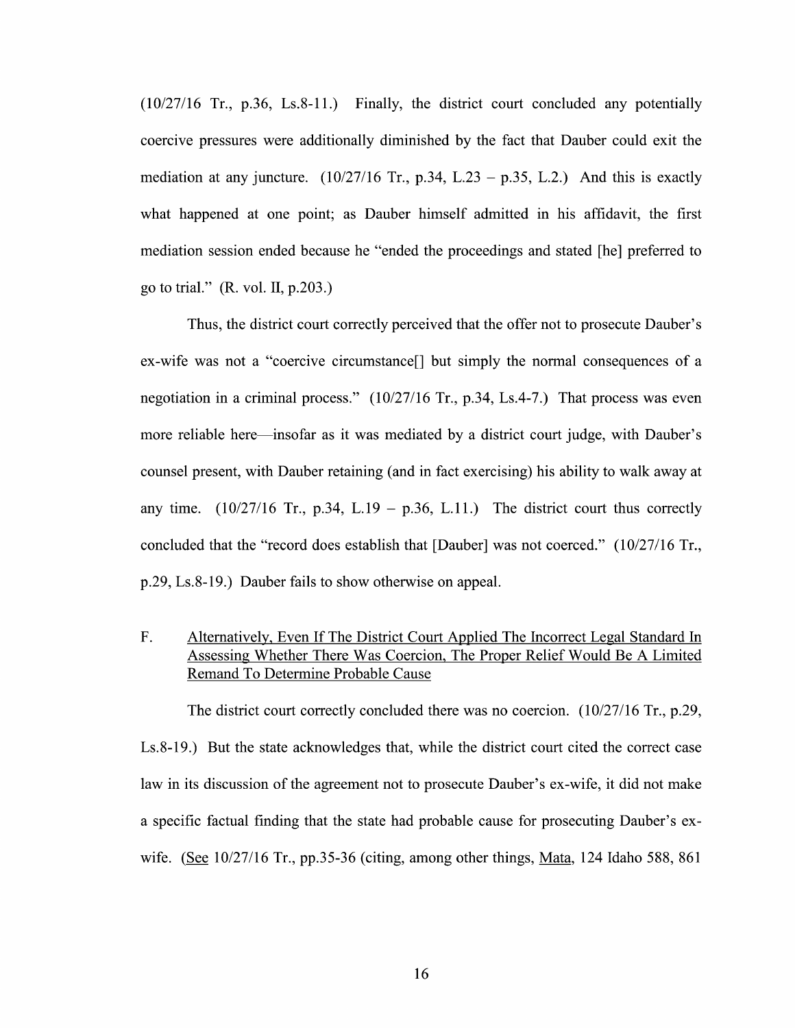(10/27/16 Tr., p.36, Ls.8-11.) Finally, the district court concluded any potentially coercive pressures were additionally diminished by the fact that Dauber could exit the mediation at any juncture. (10/27/16 Tr., p.34, L.23 – p.35, L.2.) And this is exactly what happened at one point; as Dauber himself admitted in his affidavit, the first mediation session ended because he "ended the proceedings and stated [he] preferred to go to trial." (R. vol. II, p.203.)

Thus, the district court correctly perceived that the offer not to prosecute Dauber's ex-wife was not a "coercive circumstance[] but simply the normal consequences of a negotiation in a criminal process." (10/27/16 Tr., p.34, Ls.4-7.) That process was even more reliable here—insofar as it was mediated by a district court judge, with Dauber's counsel present, with Dauber retaining (and in fact exercising) his ability to walk away at any time. (10/27/16 Tr., p.34, L.19 – p.36, L.11.) The district court thus correctly concluded that the "record does establish that [Dauber] was not coerced." (10/27/16 Tr., p.29, Ls.8-19.) Dauber fails to show otherwise on appeal.

F. <u>Alternatively, Even If The District Court Applied The Incorrect Legal Standard In Assessing Whether There Was Coercion, The Proper Relief Would Be A Limited Remand To Determine Probable Cause</u>

The district court correctly concluded there was no coercion. (10/27/16 Tr., p.29, Ls.8-19.) But the state acknowledges that, while the district court cited the correct case law in its discussion of the agreement not to prosecute Dauber's ex-wife, it did not make a specific factual finding that the state had probable cause for prosecuting Dauber's ex-wife. (<u>See</u> 10/27/16 Tr., pp.35-36 (citing, among other things, <u>Mata</u>, 124 Idaho 588, 861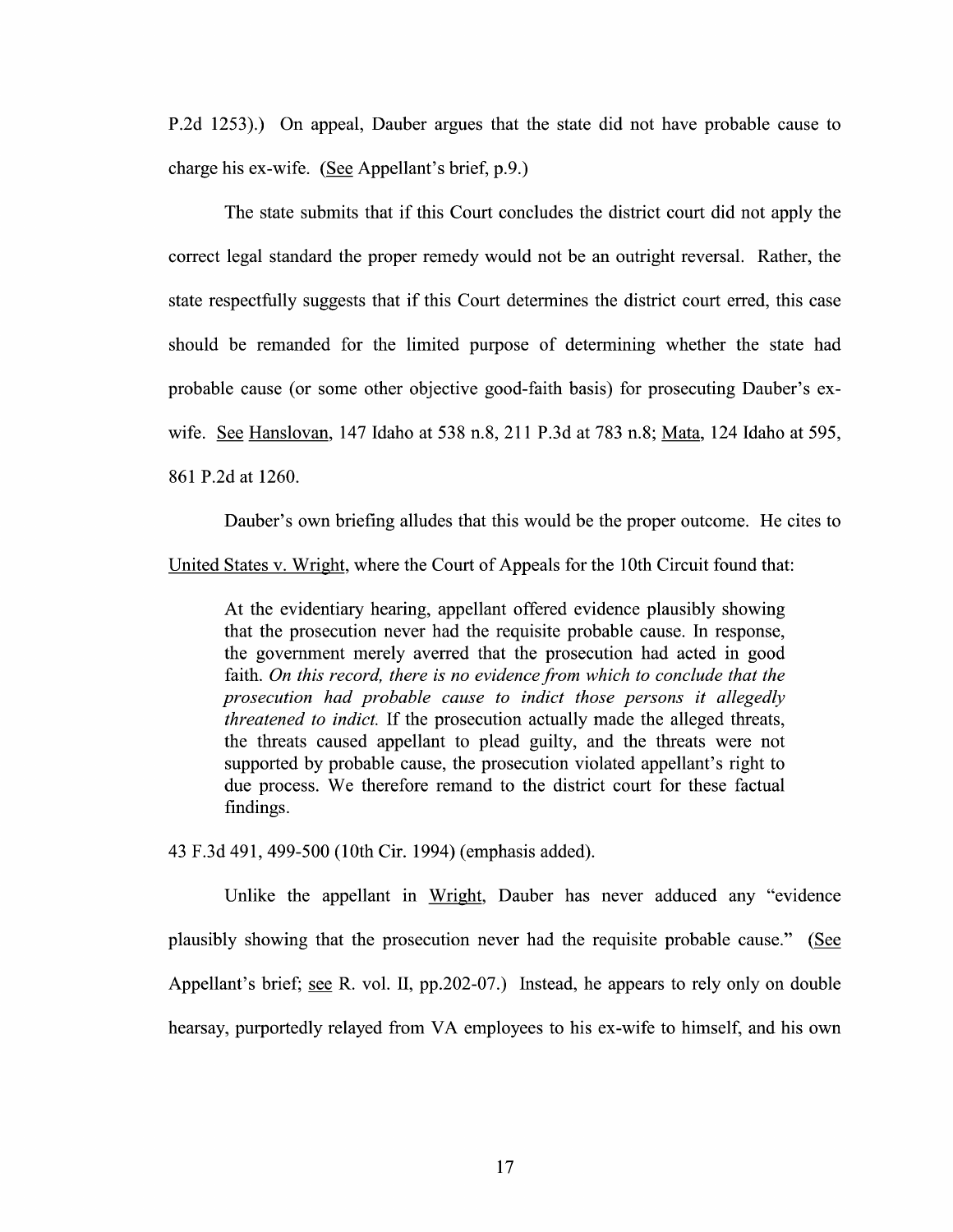P.2d 1253).) On appeal, Dauber argues that the state did not have probable cause to charge his ex-wife. (See Appellant's brief, p.9.)

The state submits that if this Court concludes the district court did not apply the correct legal standard the proper remedy would not be an outright reversal. Rather, the state respectfully suggests that if this Court determines the district court erred, this case should be remanded for the limited purpose of determining whether the state had probable cause (or some other objective good-faith basis) for prosecuting Dauber's ex-wife. See Hanslovan, 147 Idaho at 538 n.8, 211 P.3d at 783 n.8; Mata, 124 Idaho at 595, 861 P.2d at 1260.

Dauber's own briefing alludes that this would be the proper outcome. He cites to United States v. Wright, where the Court of Appeals for the 10th Circuit found that:

> At the evidentiary hearing, appellant offered evidence plausibly showing that the prosecution never had the requisite probable cause. In response, the government merely averred that the prosecution had acted in good faith. *On this record, there is no evidence from which to conclude that the prosecution had probable cause to indict those persons it allegedly threatened to indict.* If the prosecution actually made the alleged threats, the threats caused appellant to plead guilty, and the threats were not supported by probable cause, the prosecution violated appellant's right to due process. We therefore remand to the district court for these factual findings.

43 F.3d 491, 499-500 (10th Cir. 1994) (emphasis added).

Unlike the appellant in Wright, Dauber has never adduced any "evidence plausibly showing that the prosecution never had the requisite probable cause." (See Appellant's brief; see R. vol. II, pp.202-07.) Instead, he appears to rely only on double hearsay, purportedly relayed from VA employees to his ex-wife to himself, and his own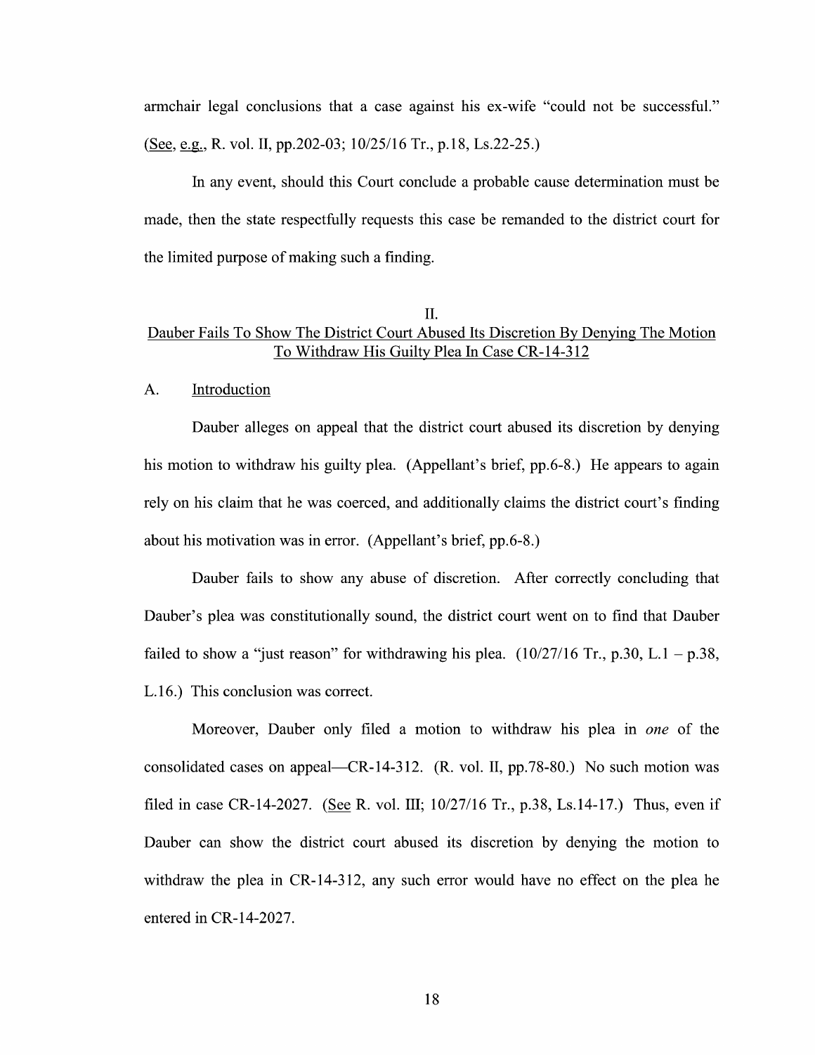armchair legal conclusions that a case against his ex-wife "could not be successful." (See, e.g., R. vol. II, pp.202-03; 10/25/16 Tr., p.18, Ls.22-25.)

In any event, should this Court conclude a probable cause determination must be made, then the state respectfully requests this case be remanded to the district court for the limited purpose of making such a finding.

## II.
## Dauber Fails To Show The District Court Abused Its Discretion By Denying The Motion To Withdraw His Guilty Plea In Case CR-14-312

### A. Introduction

Dauber alleges on appeal that the district court abused its discretion by denying his motion to withdraw his guilty plea. (Appellant's brief, pp.6-8.) He appears to again rely on his claim that he was coerced, and additionally claims the district court's finding about his motivation was in error. (Appellant's brief, pp.6-8.)

Dauber fails to show any abuse of discretion. After correctly concluding that Dauber's plea was constitutionally sound, the district court went on to find that Dauber failed to show a "just reason" for withdrawing his plea. (10/27/16 Tr., p.30, L.1 – p.38, L.16.) This conclusion was correct.

Moreover, Dauber only filed a motion to withdraw his plea in *one* of the consolidated cases on appeal—CR-14-312. (R. vol. II, pp.78-80.) No such motion was filed in case CR-14-2027. (See R. vol. III; 10/27/16 Tr., p.38, Ls.14-17.) Thus, even if Dauber can show the district court abused its discretion by denying the motion to withdraw the plea in CR-14-312, any such error would have no effect on the plea he entered in CR-14-2027.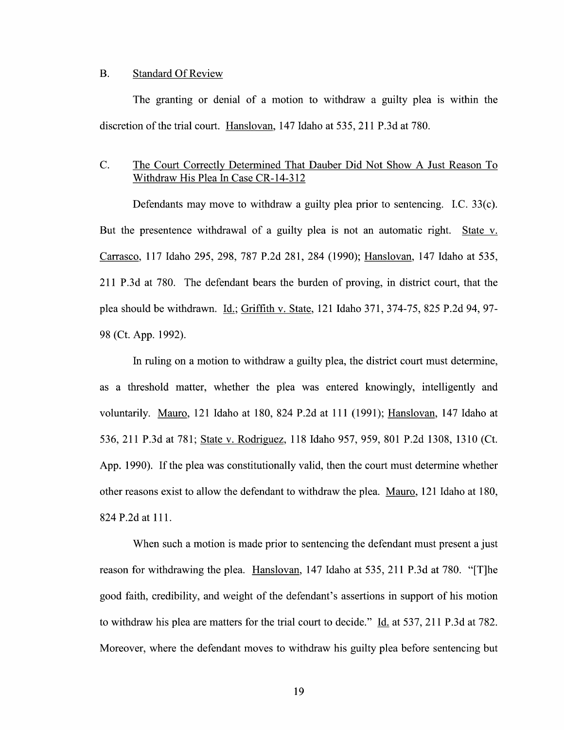### B. Standard Of Review

The granting or denial of a motion to withdraw a guilty plea is within the discretion of the trial court. Hanslovan, 147 Idaho at 535, 211 P.3d at 780.

### C. The Court Correctly Determined That Dauber Did Not Show A Just Reason To Withdraw His Plea In Case CR-14-312

Defendants may move to withdraw a guilty plea prior to sentencing. I.C. 33(c). But the presentence withdrawal of a guilty plea is not an automatic right. State v. Carrasco, 117 Idaho 295, 298, 787 P.2d 281, 284 (1990); Hanslovan, 147 Idaho at 535, 211 P.3d at 780. The defendant bears the burden of proving, in district court, that the plea should be withdrawn. Id.; Griffith v. State, 121 Idaho 371, 374-75, 825 P.2d 94, 97-98 (Ct. App. 1992).

In ruling on a motion to withdraw a guilty plea, the district court must determine, as a threshold matter, whether the plea was entered knowingly, intelligently and voluntarily. Mauro, 121 Idaho at 180, 824 P.2d at 111 (1991); Hanslovan, 147 Idaho at 536, 211 P.3d at 781; State v. Rodriguez, 118 Idaho 957, 959, 801 P.2d 1308, 1310 (Ct. App. 1990). If the plea was constitutionally valid, then the court must determine whether other reasons exist to allow the defendant to withdraw the plea. Mauro, 121 Idaho at 180, 824 P.2d at 111.

When such a motion is made prior to sentencing the defendant must present a just reason for withdrawing the plea. Hanslovan, 147 Idaho at 535, 211 P.3d at 780. "[T]he good faith, credibility, and weight of the defendant's assertions in support of his motion to withdraw his plea are matters for the trial court to decide." Id. at 537, 211 P.3d at 782. Moreover, where the defendant moves to withdraw his guilty plea before sentencing but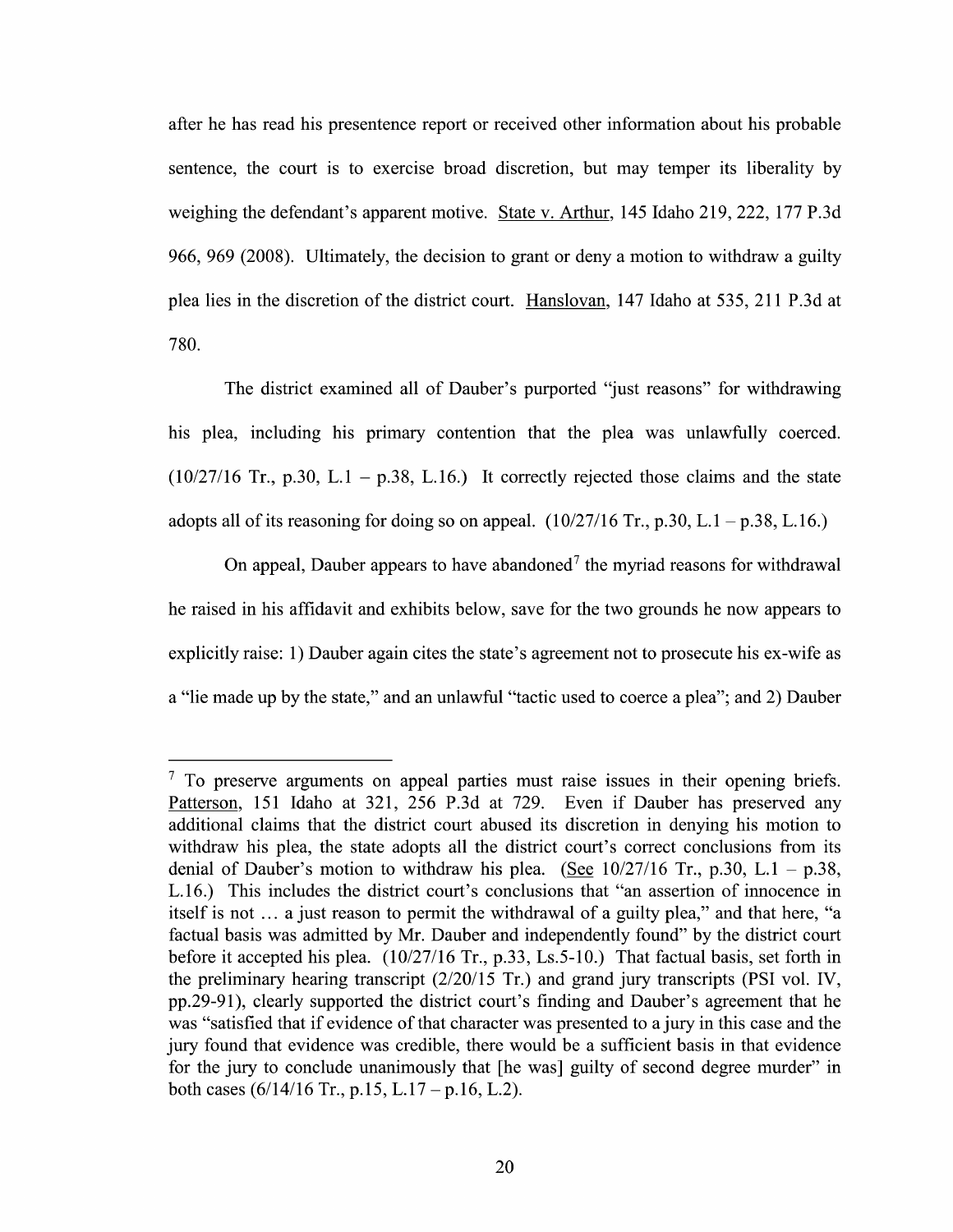after he has read his presentence report or received other information about his probable sentence, the court is to exercise broad discretion, but may temper its liberality by weighing the defendant's apparent motive. State v. Arthur, 145 Idaho 219, 222, 177 P.3d 966, 969 (2008). Ultimately, the decision to grant or deny a motion to withdraw a guilty plea lies in the discretion of the district court. Hanslovan, 147 Idaho at 535, 211 P.3d at 780.

The district examined all of Dauber's purported "just reasons" for withdrawing his plea, including his primary contention that the plea was unlawfully coerced. (10/27/16 Tr., p.30, L.1 – p.38, L.16.) It correctly rejected those claims and the state adopts all of its reasoning for doing so on appeal. (10/27/16 Tr., p.30, L.1 – p.38, L.16.)

On appeal, Dauber appears to have abandoned[7] the myriad reasons for withdrawal he raised in his affidavit and exhibits below, save for the two grounds he now appears to explicitly raise: 1) Dauber again cites the state's agreement not to prosecute his ex-wife as a "lie made up by the state," and an unlawful "tactic used to coerce a plea"; and 2) Dauber

---

[7] To preserve arguments on appeal parties must raise issues in their opening briefs. Patterson, 151 Idaho at 321, 256 P.3d at 729. Even if Dauber has preserved any additional claims that the district court abused its discretion in denying his motion to withdraw his plea, the state adopts all the district court's correct conclusions from its denial of Dauber's motion to withdraw his plea. (See 10/27/16 Tr., p.30, L.1 – p.38, L.16.) This includes the district court's conclusions that "an assertion of innocence in itself is not … a just reason to permit the withdrawal of a guilty plea," and that here, "a factual basis was admitted by Mr. Dauber and independently found" by the district court before it accepted his plea. (10/27/16 Tr., p.33, Ls.5-10.) That factual basis, set forth in the preliminary hearing transcript (2/20/15 Tr.) and grand jury transcripts (PSI vol. IV, pp.29-91), clearly supported the district court's finding and Dauber's agreement that he was "satisfied that if evidence of that character was presented to a jury in this case and the jury found that evidence was credible, there would be a sufficient basis in that evidence for the jury to conclude unanimously that [he was] guilty of second degree murder" in both cases (6/14/16 Tr., p.15, L.17 – p.16, L.2).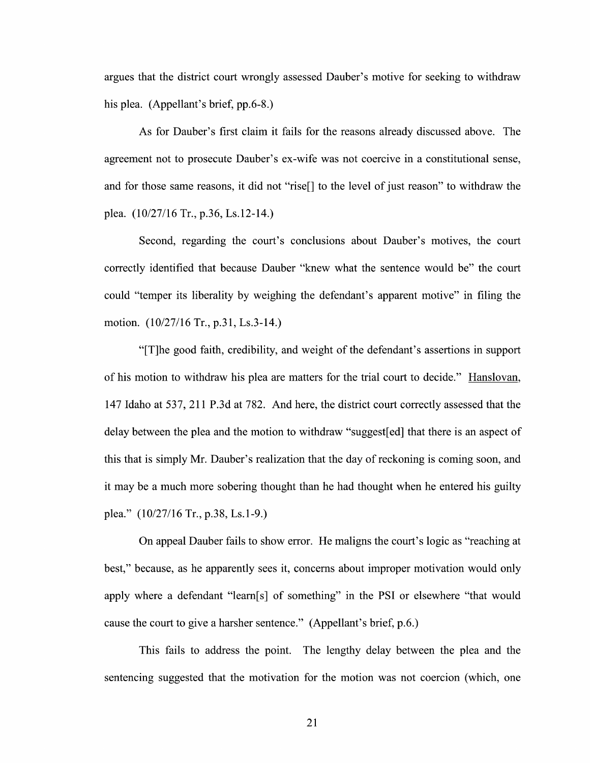argues that the district court wrongly assessed Dauber's motive for seeking to withdraw his plea. (Appellant's brief, pp.6-8.)

As for Dauber's first claim it fails for the reasons already discussed above. The agreement not to prosecute Dauber's ex-wife was not coercive in a constitutional sense, and for those same reasons, it did not "rise[] to the level of just reason" to withdraw the plea. (10/27/16 Tr., p.36, Ls.12-14.)

Second, regarding the court's conclusions about Dauber's motives, the court correctly identified that because Dauber "knew what the sentence would be" the court could "temper its liberality by weighing the defendant's apparent motive" in filing the motion. (10/27/16 Tr., p.31, Ls.3-14.)

"[T]he good faith, credibility, and weight of the defendant's assertions in support of his motion to withdraw his plea are matters for the trial court to decide." Hanslovan, 147 Idaho at 537, 211 P.3d at 782. And here, the district court correctly assessed that the delay between the plea and the motion to withdraw "suggest[ed] that there is an aspect of this that is simply Mr. Dauber's realization that the day of reckoning is coming soon, and it may be a much more sobering thought than he had thought when he entered his guilty plea." (10/27/16 Tr., p.38, Ls.1-9.)

On appeal Dauber fails to show error. He maligns the court's logic as "reaching at best," because, as he apparently sees it, concerns about improper motivation would only apply where a defendant "learn[s] of something" in the PSI or elsewhere "that would cause the court to give a harsher sentence." (Appellant's brief, p.6.)

This fails to address the point. The lengthy delay between the plea and the sentencing suggested that the motivation for the motion was not coercion (which, one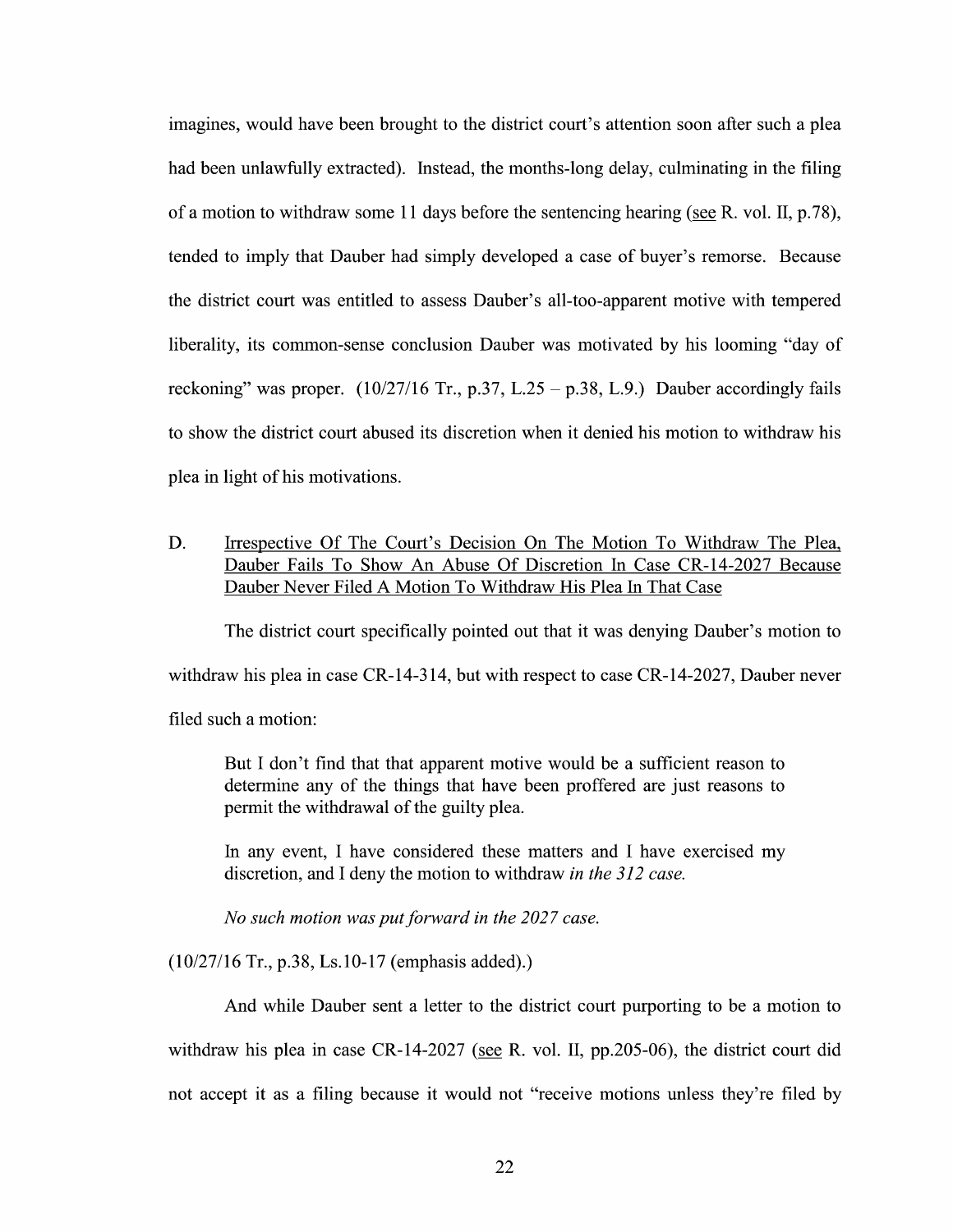imagines, would have been brought to the district court's attention soon after such a plea had been unlawfully extracted). Instead, the months-long delay, culminating in the filing of a motion to withdraw some 11 days before the sentencing hearing (see R. vol. II, p.78), tended to imply that Dauber had simply developed a case of buyer's remorse. Because the district court was entitled to assess Dauber's all-too-apparent motive with tempered liberality, its common-sense conclusion Dauber was motivated by his looming "day of reckoning" was proper. (10/27/16 Tr., p.37, L.25 – p.38, L.9.) Dauber accordingly fails to show the district court abused its discretion when it denied his motion to withdraw his plea in light of his motivations.

## D. Irrespective Of The Court's Decision On The Motion To Withdraw The Plea, Dauber Fails To Show An Abuse Of Discretion In Case CR-14-2027 Because Dauber Never Filed A Motion To Withdraw His Plea In That Case

The district court specifically pointed out that it was denying Dauber's motion to withdraw his plea in case CR-14-314, but with respect to case CR-14-2027, Dauber never filed such a motion:

> But I don't find that that apparent motive would be a sufficient reason to determine any of the things that have been proffered are just reasons to permit the withdrawal of the guilty plea.
>
> In any event, I have considered these matters and I have exercised my discretion, and I deny the motion to withdraw *in the 312 case.*
>
> *No such motion was put forward in the 2027 case.*

(10/27/16 Tr., p.38, Ls.10-17 (emphasis added).)

And while Dauber sent a letter to the district court purporting to be a motion to withdraw his plea in case CR-14-2027 (see R. vol. II, pp.205-06), the district court did not accept it as a filing because it would not "receive motions unless they're filed by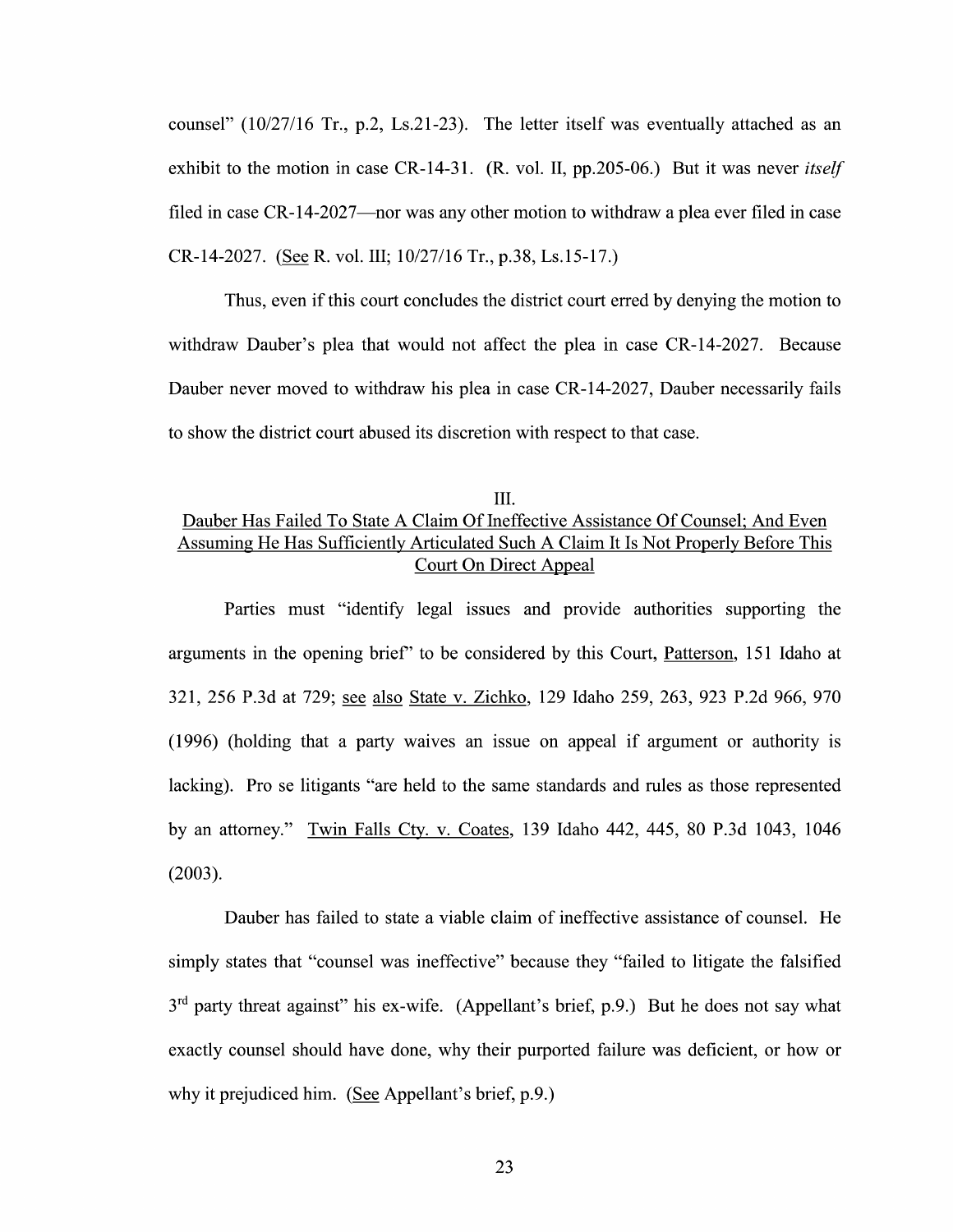counsel" (10/27/16 Tr., p.2, Ls.21-23). The letter itself was eventually attached as an exhibit to the motion in case CR-14-31. (R. vol. II, pp.205-06.) But it was never *itself* filed in case CR-14-2027—nor was any other motion to withdraw a plea ever filed in case CR-14-2027. (See R. vol. III; 10/27/16 Tr., p.38, Ls.15-17.)

Thus, even if this court concludes the district court erred by denying the motion to withdraw Dauber's plea that would not affect the plea in case CR-14-2027. Because Dauber never moved to withdraw his plea in case CR-14-2027, Dauber necessarily fails to show the district court abused its discretion with respect to that case.

## III.
## Dauber Has Failed To State A Claim Of Ineffective Assistance Of Counsel; And Even Assuming He Has Sufficiently Articulated Such A Claim It Is Not Properly Before This Court On Direct Appeal

Parties must "identify legal issues and provide authorities supporting the arguments in the opening brief" to be considered by this Court, Patterson, 151 Idaho at 321, 256 P.3d at 729; see also State v. Zichko, 129 Idaho 259, 263, 923 P.2d 966, 970 (1996) (holding that a party waives an issue on appeal if argument or authority is lacking). Pro se litigants "are held to the same standards and rules as those represented by an attorney." Twin Falls Cty. v. Coates, 139 Idaho 442, 445, 80 P.3d 1043, 1046 (2003).

Dauber has failed to state a viable claim of ineffective assistance of counsel. He simply states that "counsel was ineffective" because they "failed to litigate the falsified 3rd party threat against" his ex-wife. (Appellant's brief, p.9.) But he does not say what exactly counsel should have done, why their purported failure was deficient, or how or why it prejudiced him. (See Appellant's brief, p.9.)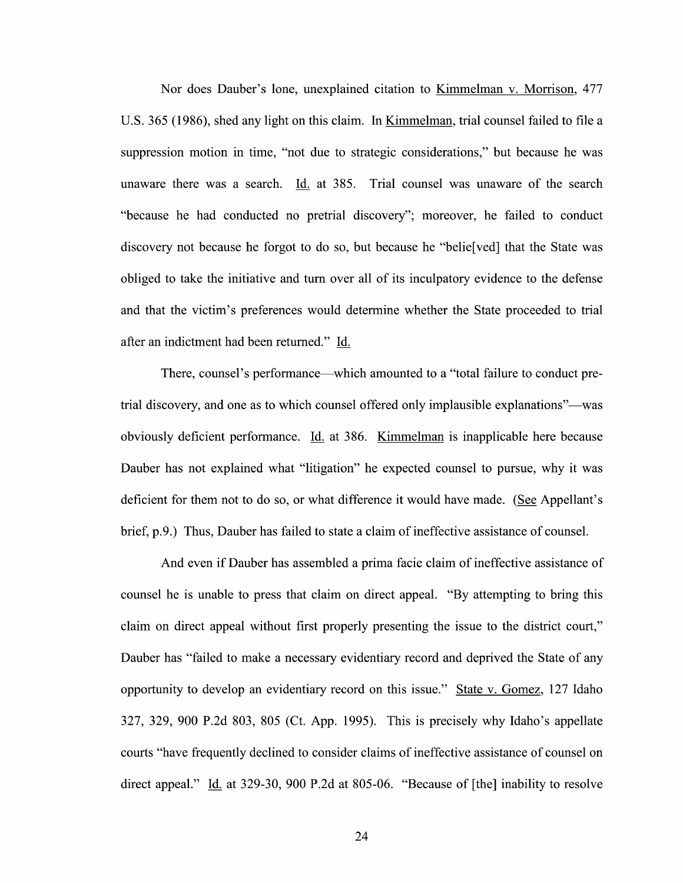Nor does Dauber's lone, unexplained citation to Kimmelman v. Morrison, 477 U.S. 365 (1986), shed any light on this claim. In Kimmelman, trial counsel failed to file a suppression motion in time, "not due to strategic considerations," but because he was unaware there was a search. Id. at 385. Trial counsel was unaware of the search "because he had conducted no pretrial discovery"; moreover, he failed to conduct discovery not because he forgot to do so, but because he "belie[ved] that the State was obliged to take the initiative and turn over all of its inculpatory evidence to the defense and that the victim's preferences would determine whether the State proceeded to trial after an indictment had been returned." Id.

There, counsel's performance—which amounted to a "total failure to conduct pre-trial discovery, and one as to which counsel offered only implausible explanations"—was obviously deficient performance. Id. at 386. Kimmelman is inapplicable here because Dauber has not explained what "litigation" he expected counsel to pursue, why it was deficient for them not to do so, or what difference it would have made. (See Appellant's brief, p.9.) Thus, Dauber has failed to state a claim of ineffective assistance of counsel.

And even if Dauber has assembled a prima facie claim of ineffective assistance of counsel he is unable to press that claim on direct appeal. "By attempting to bring this claim on direct appeal without first properly presenting the issue to the district court," Dauber has "failed to make a necessary evidentiary record and deprived the State of any opportunity to develop an evidentiary record on this issue." State v. Gomez, 127 Idaho 327, 329, 900 P.2d 803, 805 (Ct. App. 1995). This is precisely why Idaho's appellate courts "have frequently declined to consider claims of ineffective assistance of counsel on direct appeal." Id. at 329-30, 900 P.2d at 805-06. "Because of [the] inability to resolve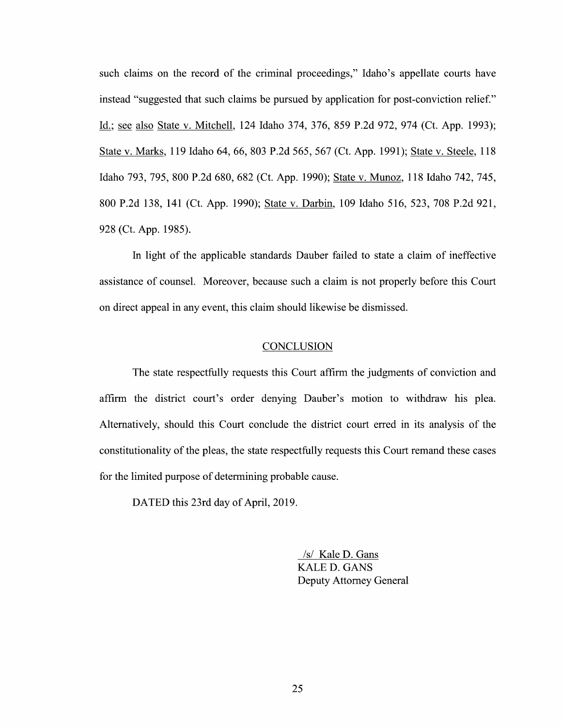such claims on the record of the criminal proceedings," Idaho's appellate courts have instead "suggested that such claims be pursued by application for post-conviction relief." Id.; see also State v. Mitchell, 124 Idaho 374, 376, 859 P.2d 972, 974 (Ct. App. 1993); State v. Marks, 119 Idaho 64, 66, 803 P.2d 565, 567 (Ct. App. 1991); State v. Steele, 118 Idaho 793, 795, 800 P.2d 680, 682 (Ct. App. 1990); State v. Munoz, 118 Idaho 742, 745, 800 P.2d 138, 141 (Ct. App. 1990); State v. Darbin, 109 Idaho 516, 523, 708 P.2d 921, 928 (Ct. App. 1985).

In light of the applicable standards Dauber failed to state a claim of ineffective assistance of counsel. Moreover, because such a claim is not properly before this Court on direct appeal in any event, this claim should likewise be dismissed.

## CONCLUSION

The state respectfully requests this Court affirm the judgments of conviction and affirm the district court's order denying Dauber's motion to withdraw his plea. Alternatively, should this Court conclude the district court erred in its analysis of the constitutionality of the pleas, the state respectfully requests this Court remand these cases for the limited purpose of determining probable cause.

DATED this 23rd day of April, 2019.

/s/ Kale D. Gans
KALE D. GANS
Deputy Attorney General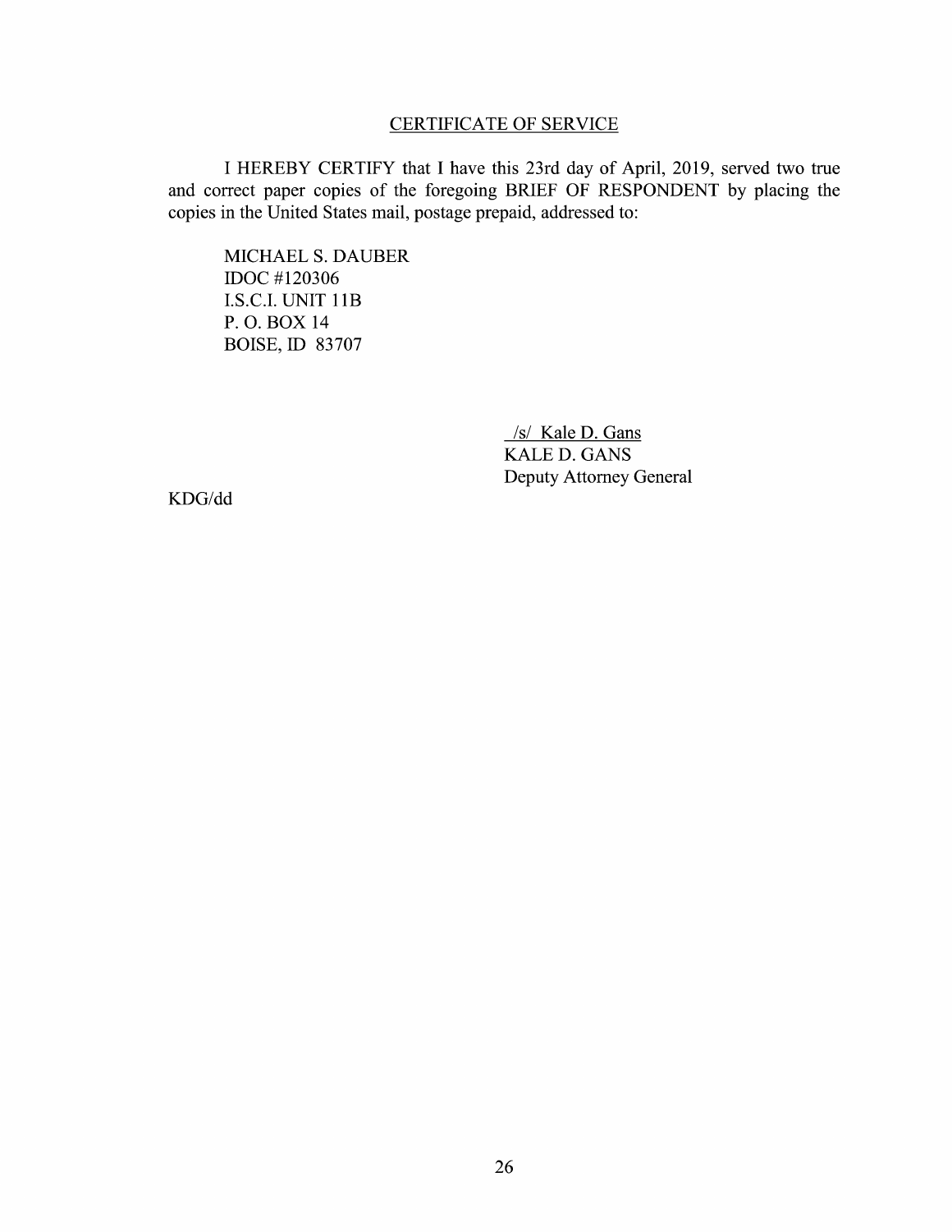## CERTIFICATE OF SERVICE

I HEREBY CERTIFY that I have this 23rd day of April, 2019, served two true and correct paper copies of the foregoing BRIEF OF RESPONDENT by placing the copies in the United States mail, postage prepaid, addressed to:

MICHAEL S. DAUBER
IDOC #120306
I.S.C.I. UNIT 11B
P. O. BOX 14
BOISE, ID 83707

/s/ Kale D. Gans
KALE D. GANS
Deputy Attorney General

KDG/dd